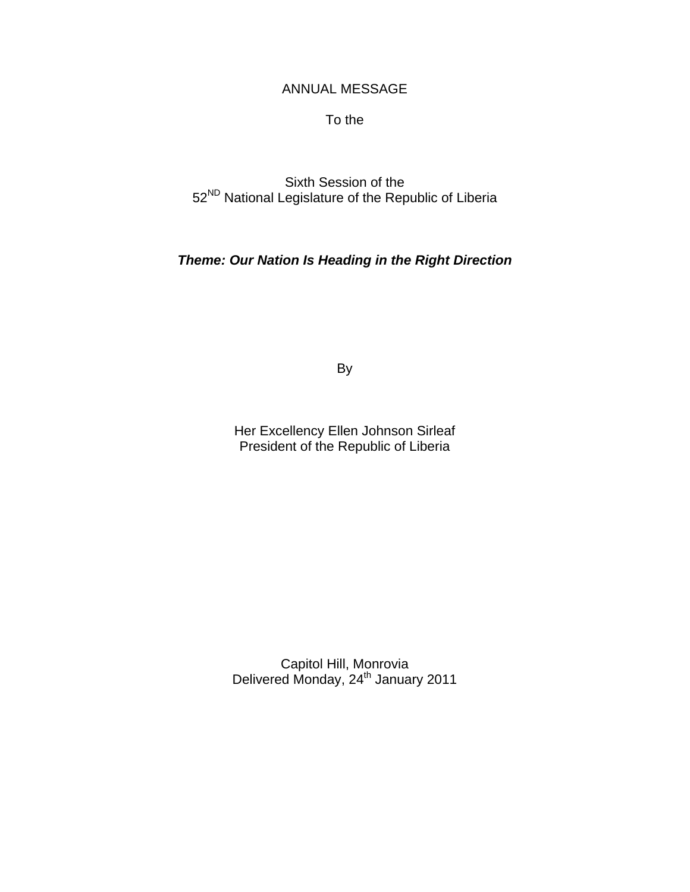# ANNUAL MESSAGE

To the

Sixth Session of the
52[ND] National Legislature of the Republic of Liberia

***Theme: Our Nation Is Heading in the Right Direction***

By

Her Excellency Ellen Johnson Sirleaf
President of the Republic of Liberia

Capitol Hill, Monrovia
Delivered Monday, 24[th] January 2011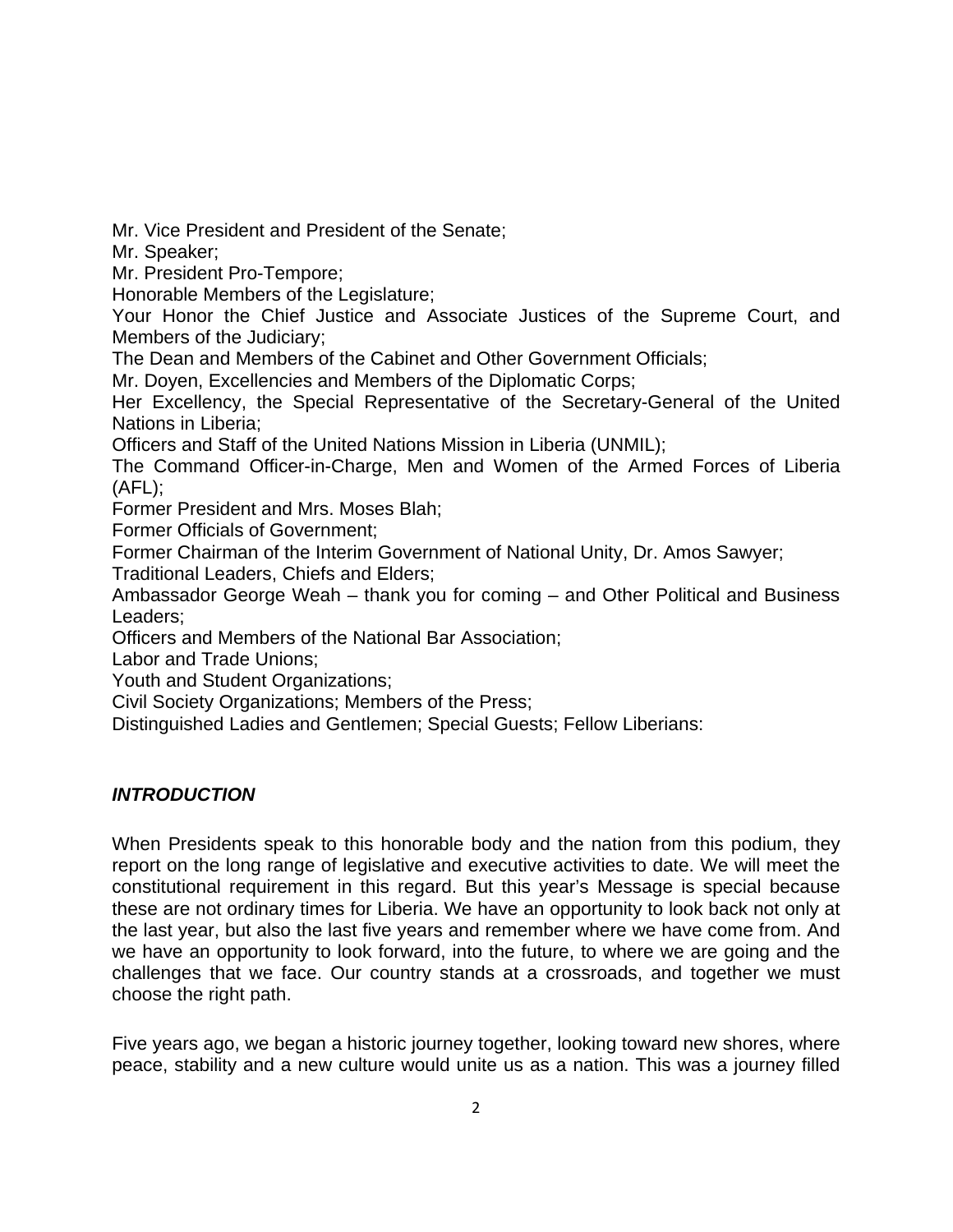Mr. Vice President and President of the Senate;  
Mr. Speaker;  
Mr. President Pro-Tempore;  
Honorable Members of the Legislature;  
Your Honor the Chief Justice and Associate Justices of the Supreme Court, and Members of the Judiciary;  
The Dean and Members of the Cabinet and Other Government Officials;  
Mr. Doyen, Excellencies and Members of the Diplomatic Corps;  
Her Excellency, the Special Representative of the Secretary-General of the United Nations in Liberia;  
Officers and Staff of the United Nations Mission in Liberia (UNMIL);  
The Command Officer-in-Charge, Men and Women of the Armed Forces of Liberia (AFL);  
Former President and Mrs. Moses Blah;  
Former Officials of Government;  
Former Chairman of the Interim Government of National Unity, Dr. Amos Sawyer;  
Traditional Leaders, Chiefs and Elders;  
Ambassador George Weah – thank you for coming – and Other Political and Business Leaders;  
Officers and Members of the National Bar Association;  
Labor and Trade Unions;  
Youth and Student Organizations;  
Civil Society Organizations; Members of the Press;  
Distinguished Ladies and Gentlemen; Special Guests; Fellow Liberians:

## ***INTRODUCTION***

When Presidents speak to this honorable body and the nation from this podium, they report on the long range of legislative and executive activities to date. We will meet the constitutional requirement in this regard. But this year's Message is special because these are not ordinary times for Liberia. We have an opportunity to look back not only at the last year, but also the last five years and remember where we have come from. And we have an opportunity to look forward, into the future, to where we are going and the challenges that we face. Our country stands at a crossroads, and together we must choose the right path.

Five years ago, we began a historic journey together, looking toward new shores, where peace, stability and a new culture would unite us as a nation. This was a journey filled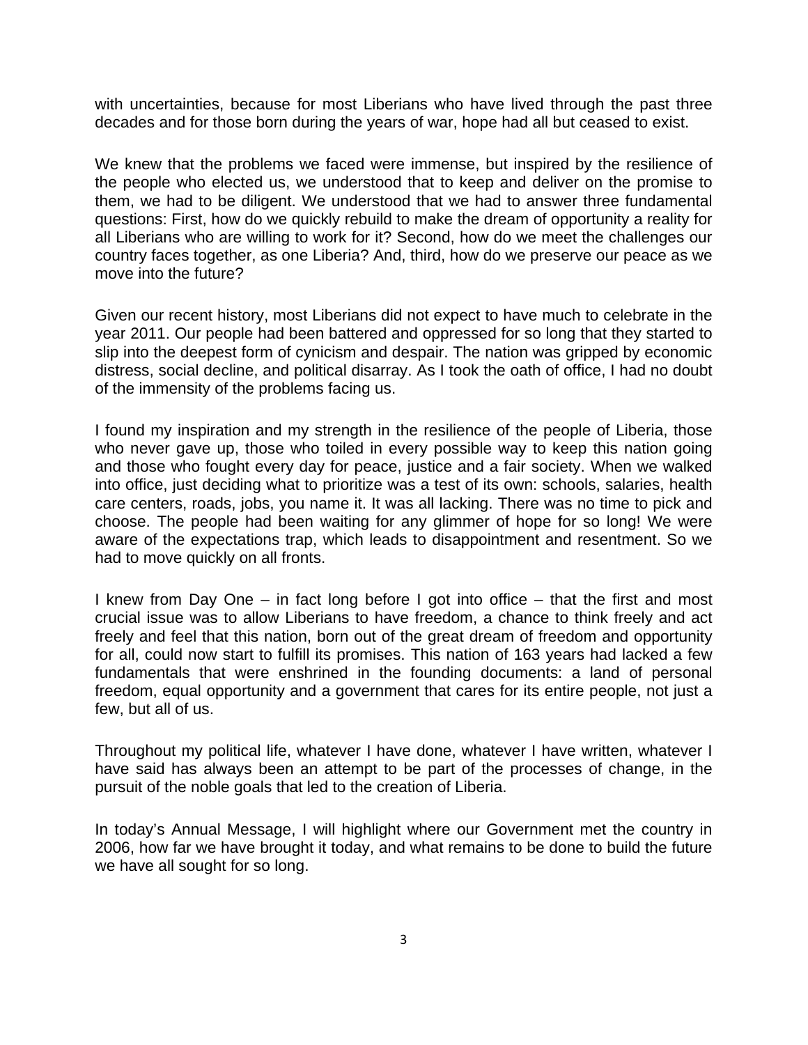with uncertainties, because for most Liberians who have lived through the past three decades and for those born during the years of war, hope had all but ceased to exist.

We knew that the problems we faced were immense, but inspired by the resilience of the people who elected us, we understood that to keep and deliver on the promise to them, we had to be diligent. We understood that we had to answer three fundamental questions: First, how do we quickly rebuild to make the dream of opportunity a reality for all Liberians who are willing to work for it? Second, how do we meet the challenges our country faces together, as one Liberia? And, third, how do we preserve our peace as we move into the future?

Given our recent history, most Liberians did not expect to have much to celebrate in the year 2011. Our people had been battered and oppressed for so long that they started to slip into the deepest form of cynicism and despair. The nation was gripped by economic distress, social decline, and political disarray. As I took the oath of office, I had no doubt of the immensity of the problems facing us.

I found my inspiration and my strength in the resilience of the people of Liberia, those who never gave up, those who toiled in every possible way to keep this nation going and those who fought every day for peace, justice and a fair society. When we walked into office, just deciding what to prioritize was a test of its own: schools, salaries, health care centers, roads, jobs, you name it. It was all lacking. There was no time to pick and choose. The people had been waiting for any glimmer of hope for so long! We were aware of the expectations trap, which leads to disappointment and resentment. So we had to move quickly on all fronts.

I knew from Day One – in fact long before I got into office – that the first and most crucial issue was to allow Liberians to have freedom, a chance to think freely and act freely and feel that this nation, born out of the great dream of freedom and opportunity for all, could now start to fulfill its promises. This nation of 163 years had lacked a few fundamentals that were enshrined in the founding documents: a land of personal freedom, equal opportunity and a government that cares for its entire people, not just a few, but all of us.

Throughout my political life, whatever I have done, whatever I have written, whatever I have said has always been an attempt to be part of the processes of change, in the pursuit of the noble goals that led to the creation of Liberia.

In today's Annual Message, I will highlight where our Government met the country in 2006, how far we have brought it today, and what remains to be done to build the future we have all sought for so long.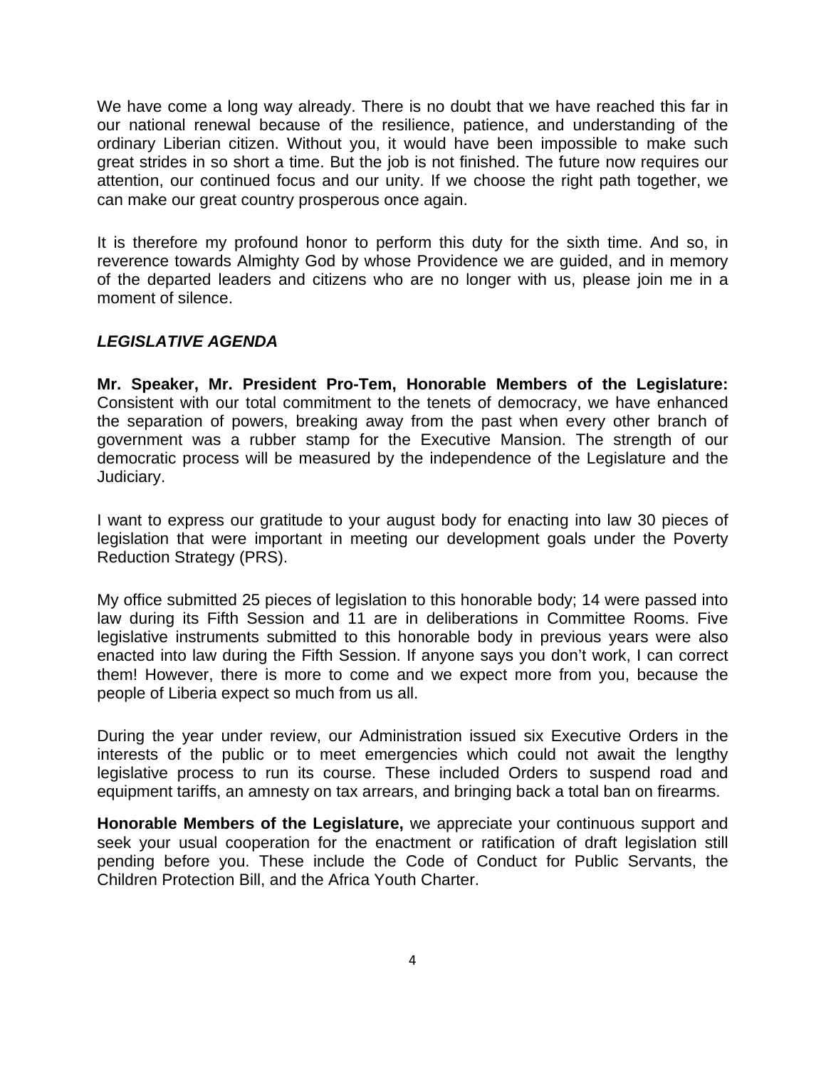We have come a long way already. There is no doubt that we have reached this far in our national renewal because of the resilience, patience, and understanding of the ordinary Liberian citizen. Without you, it would have been impossible to make such great strides in so short a time. But the job is not finished. The future now requires our attention, our continued focus and our unity. If we choose the right path together, we can make our great country prosperous once again.

It is therefore my profound honor to perform this duty for the sixth time. And so, in reverence towards Almighty God by whose Providence we are guided, and in memory of the departed leaders and citizens who are no longer with us, please join me in a moment of silence.

### *LEGISLATIVE AGENDA*

**Mr. Speaker, Mr. President Pro-Tem, Honorable Members of the Legislature:** Consistent with our total commitment to the tenets of democracy, we have enhanced the separation of powers, breaking away from the past when every other branch of government was a rubber stamp for the Executive Mansion. The strength of our democratic process will be measured by the independence of the Legislature and the Judiciary.

I want to express our gratitude to your august body for enacting into law 30 pieces of legislation that were important in meeting our development goals under the Poverty Reduction Strategy (PRS).

My office submitted 25 pieces of legislation to this honorable body; 14 were passed into law during its Fifth Session and 11 are in deliberations in Committee Rooms. Five legislative instruments submitted to this honorable body in previous years were also enacted into law during the Fifth Session. If anyone says you don't work, I can correct them! However, there is more to come and we expect more from you, because the people of Liberia expect so much from us all.

During the year under review, our Administration issued six Executive Orders in the interests of the public or to meet emergencies which could not await the lengthy legislative process to run its course. These included Orders to suspend road and equipment tariffs, an amnesty on tax arrears, and bringing back a total ban on firearms.

**Honorable Members of the Legislature,** we appreciate your continuous support and seek your usual cooperation for the enactment or ratification of draft legislation still pending before you. These include the Code of Conduct for Public Servants, the Children Protection Bill, and the Africa Youth Charter.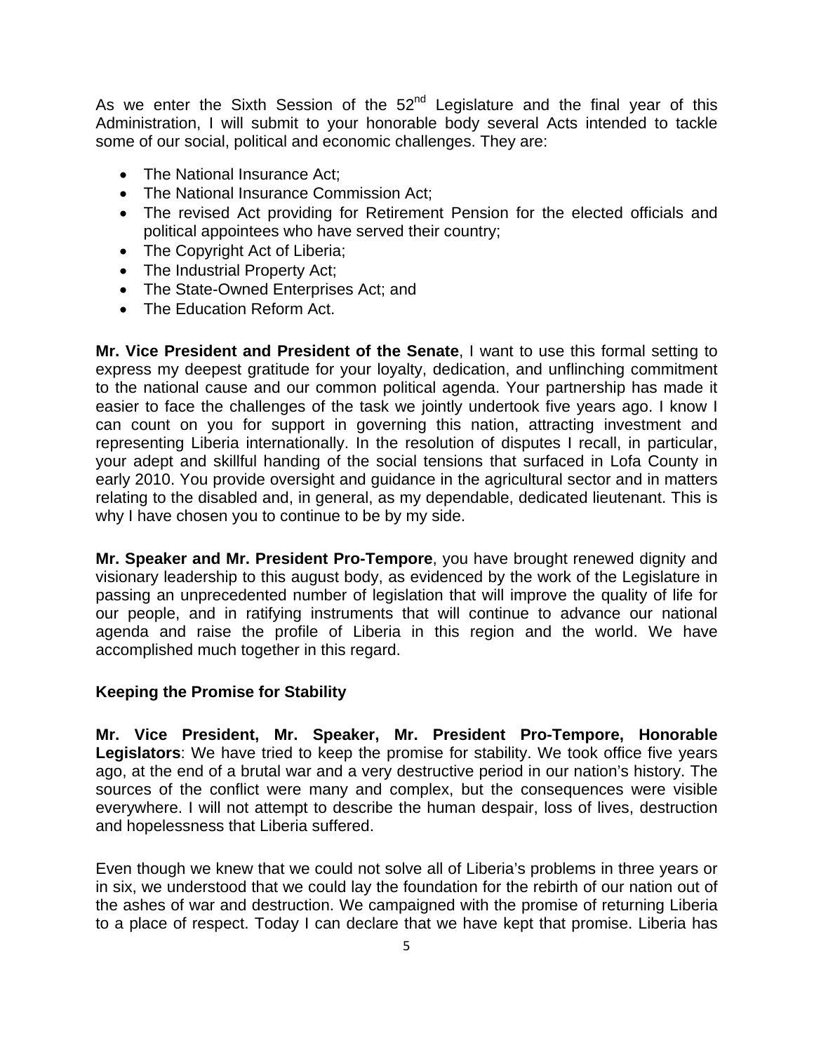As we enter the Sixth Session of the 52nd Legislature and the final year of this Administration, I will submit to your honorable body several Acts intended to tackle some of our social, political and economic challenges. They are:

- The National Insurance Act;
- The National Insurance Commission Act;
- The revised Act providing for Retirement Pension for the elected officials and political appointees who have served their country;
- The Copyright Act of Liberia;
- The Industrial Property Act;
- The State-Owned Enterprises Act; and
- The Education Reform Act.

**Mr. Vice President and President of the Senate**, I want to use this formal setting to express my deepest gratitude for your loyalty, dedication, and unflinching commitment to the national cause and our common political agenda. Your partnership has made it easier to face the challenges of the task we jointly undertook five years ago. I know I can count on you for support in governing this nation, attracting investment and representing Liberia internationally. In the resolution of disputes I recall, in particular, your adept and skillful handing of the social tensions that surfaced in Lofa County in early 2010. You provide oversight and guidance in the agricultural sector and in matters relating to the disabled and, in general, as my dependable, dedicated lieutenant. This is why I have chosen you to continue to be by my side.

**Mr. Speaker and Mr. President Pro-Tempore**, you have brought renewed dignity and visionary leadership to this august body, as evidenced by the work of the Legislature in passing an unprecedented number of legislation that will improve the quality of life for our people, and in ratifying instruments that will continue to advance our national agenda and raise the profile of Liberia in this region and the world. We have accomplished much together in this regard.

**Keeping the Promise for Stability**

**Mr. Vice President, Mr. Speaker, Mr. President Pro-Tempore, Honorable Legislators**: We have tried to keep the promise for stability. We took office five years ago, at the end of a brutal war and a very destructive period in our nation's history. The sources of the conflict were many and complex, but the consequences were visible everywhere. I will not attempt to describe the human despair, loss of lives, destruction and hopelessness that Liberia suffered.

Even though we knew that we could not solve all of Liberia's problems in three years or in six, we understood that we could lay the foundation for the rebirth of our nation out of the ashes of war and destruction. We campaigned with the promise of returning Liberia to a place of respect. Today I can declare that we have kept that promise. Liberia has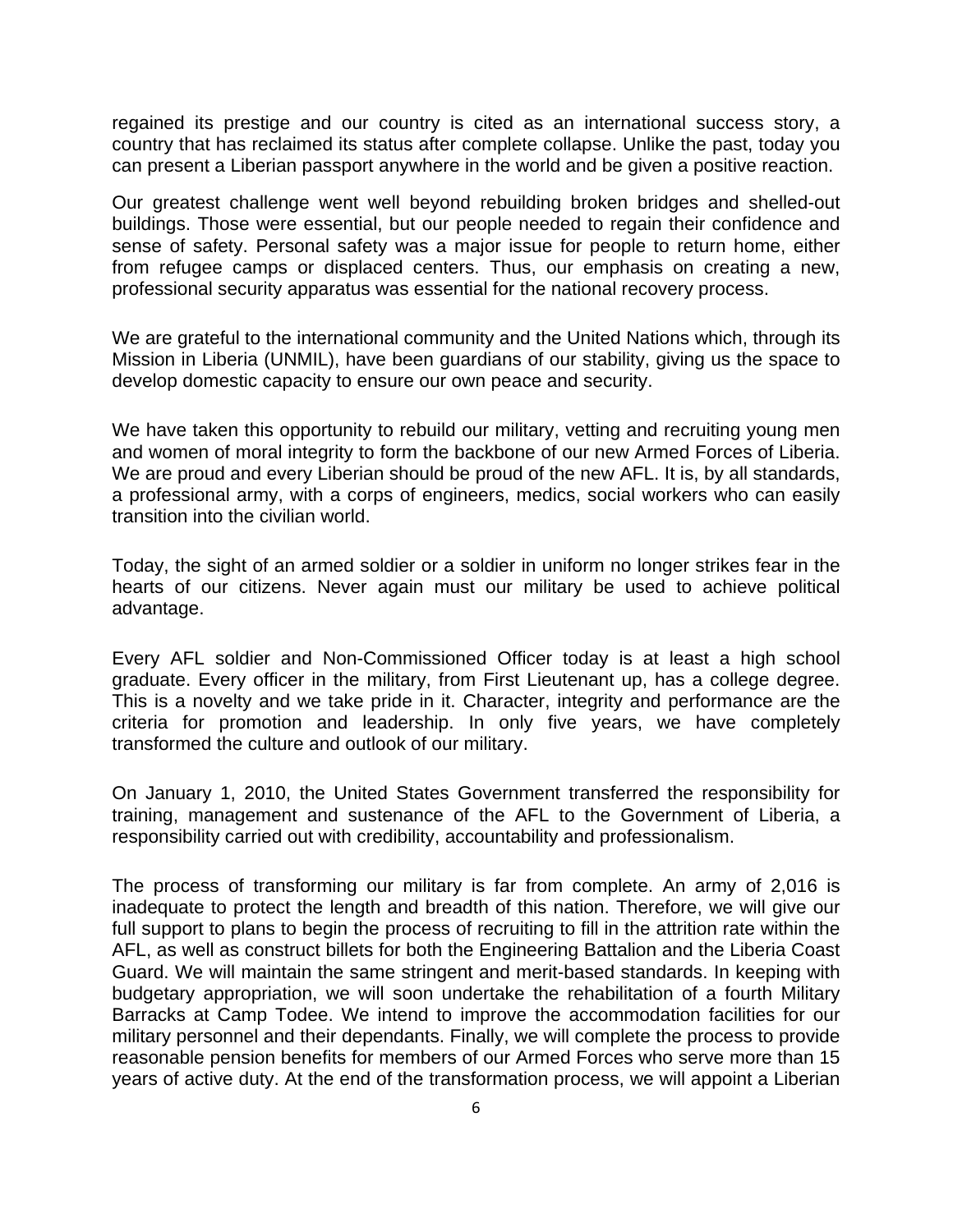regained its prestige and our country is cited as an international success story, a country that has reclaimed its status after complete collapse. Unlike the past, today you can present a Liberian passport anywhere in the world and be given a positive reaction.

Our greatest challenge went well beyond rebuilding broken bridges and shelled-out buildings. Those were essential, but our people needed to regain their confidence and sense of safety. Personal safety was a major issue for people to return home, either from refugee camps or displaced centers. Thus, our emphasis on creating a new, professional security apparatus was essential for the national recovery process.

We are grateful to the international community and the United Nations which, through its Mission in Liberia (UNMIL), have been guardians of our stability, giving us the space to develop domestic capacity to ensure our own peace and security.

We have taken this opportunity to rebuild our military, vetting and recruiting young men and women of moral integrity to form the backbone of our new Armed Forces of Liberia. We are proud and every Liberian should be proud of the new AFL. It is, by all standards, a professional army, with a corps of engineers, medics, social workers who can easily transition into the civilian world.

Today, the sight of an armed soldier or a soldier in uniform no longer strikes fear in the hearts of our citizens. Never again must our military be used to achieve political advantage.

Every AFL soldier and Non-Commissioned Officer today is at least a high school graduate. Every officer in the military, from First Lieutenant up, has a college degree. This is a novelty and we take pride in it. Character, integrity and performance are the criteria for promotion and leadership. In only five years, we have completely transformed the culture and outlook of our military.

On January 1, 2010, the United States Government transferred the responsibility for training, management and sustenance of the AFL to the Government of Liberia, a responsibility carried out with credibility, accountability and professionalism.

The process of transforming our military is far from complete. An army of 2,016 is inadequate to protect the length and breadth of this nation. Therefore, we will give our full support to plans to begin the process of recruiting to fill in the attrition rate within the AFL, as well as construct billets for both the Engineering Battalion and the Liberia Coast Guard. We will maintain the same stringent and merit-based standards. In keeping with budgetary appropriation, we will soon undertake the rehabilitation of a fourth Military Barracks at Camp Todee. We intend to improve the accommodation facilities for our military personnel and their dependants. Finally, we will complete the process to provide reasonable pension benefits for members of our Armed Forces who serve more than 15 years of active duty. At the end of the transformation process, we will appoint a Liberian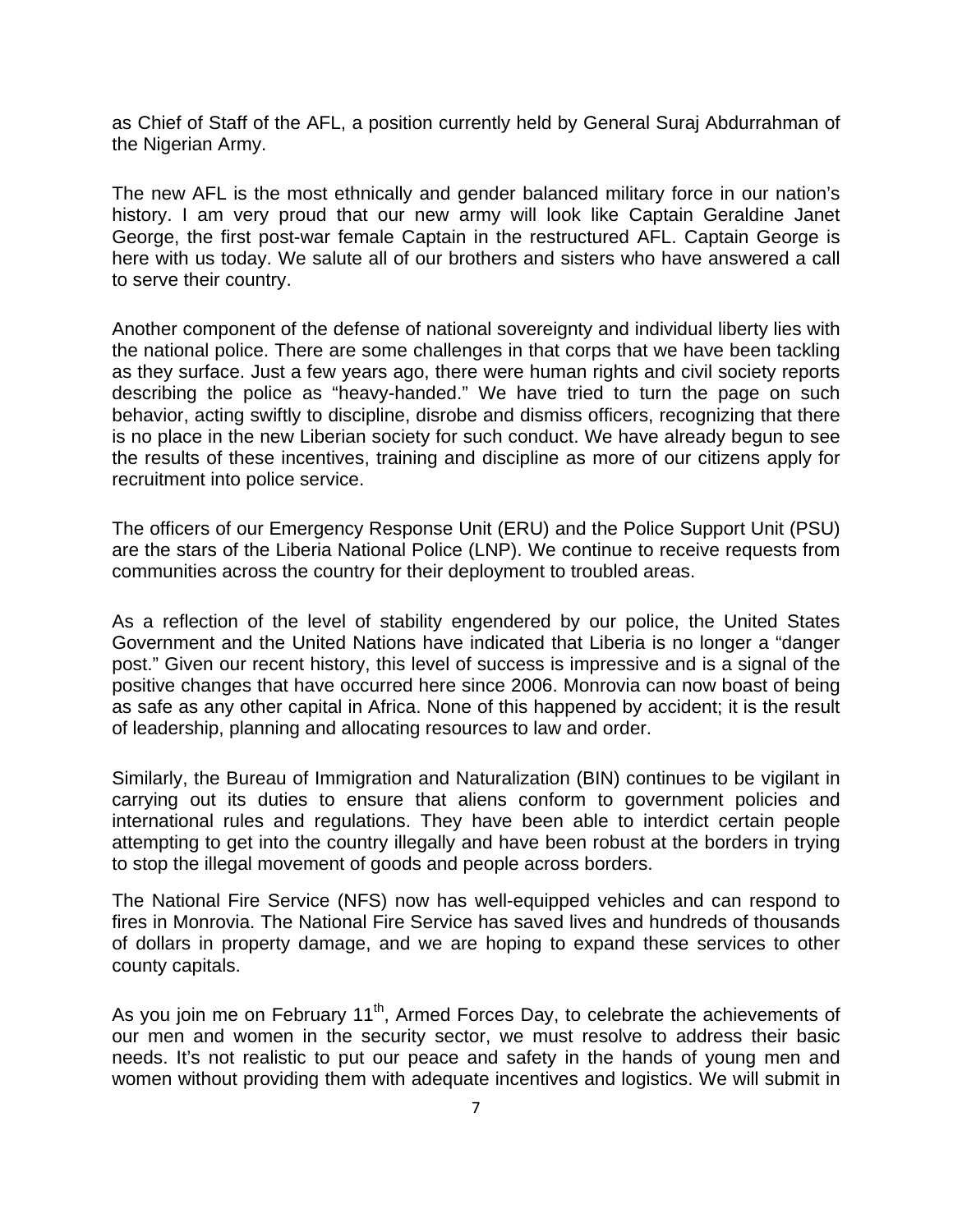as Chief of Staff of the AFL, a position currently held by General Suraj Abdurrahman of the Nigerian Army.

The new AFL is the most ethnically and gender balanced military force in our nation's history. I am very proud that our new army will look like Captain Geraldine Janet George, the first post-war female Captain in the restructured AFL. Captain George is here with us today. We salute all of our brothers and sisters who have answered a call to serve their country.

Another component of the defense of national sovereignty and individual liberty lies with the national police. There are some challenges in that corps that we have been tackling as they surface. Just a few years ago, there were human rights and civil society reports describing the police as "heavy-handed." We have tried to turn the page on such behavior, acting swiftly to discipline, disrobe and dismiss officers, recognizing that there is no place in the new Liberian society for such conduct. We have already begun to see the results of these incentives, training and discipline as more of our citizens apply for recruitment into police service.

The officers of our Emergency Response Unit (ERU) and the Police Support Unit (PSU) are the stars of the Liberia National Police (LNP). We continue to receive requests from communities across the country for their deployment to troubled areas.

As a reflection of the level of stability engendered by our police, the United States Government and the United Nations have indicated that Liberia is no longer a "danger post." Given our recent history, this level of success is impressive and is a signal of the positive changes that have occurred here since 2006. Monrovia can now boast of being as safe as any other capital in Africa. None of this happened by accident; it is the result of leadership, planning and allocating resources to law and order.

Similarly, the Bureau of Immigration and Naturalization (BIN) continues to be vigilant in carrying out its duties to ensure that aliens conform to government policies and international rules and regulations. They have been able to interdict certain people attempting to get into the country illegally and have been robust at the borders in trying to stop the illegal movement of goods and people across borders.

The National Fire Service (NFS) now has well-equipped vehicles and can respond to fires in Monrovia. The National Fire Service has saved lives and hundreds of thousands of dollars in property damage, and we are hoping to expand these services to other county capitals.

As you join me on February 11th, Armed Forces Day, to celebrate the achievements of our men and women in the security sector, we must resolve to address their basic needs. It's not realistic to put our peace and safety in the hands of young men and women without providing them with adequate incentives and logistics. We will submit in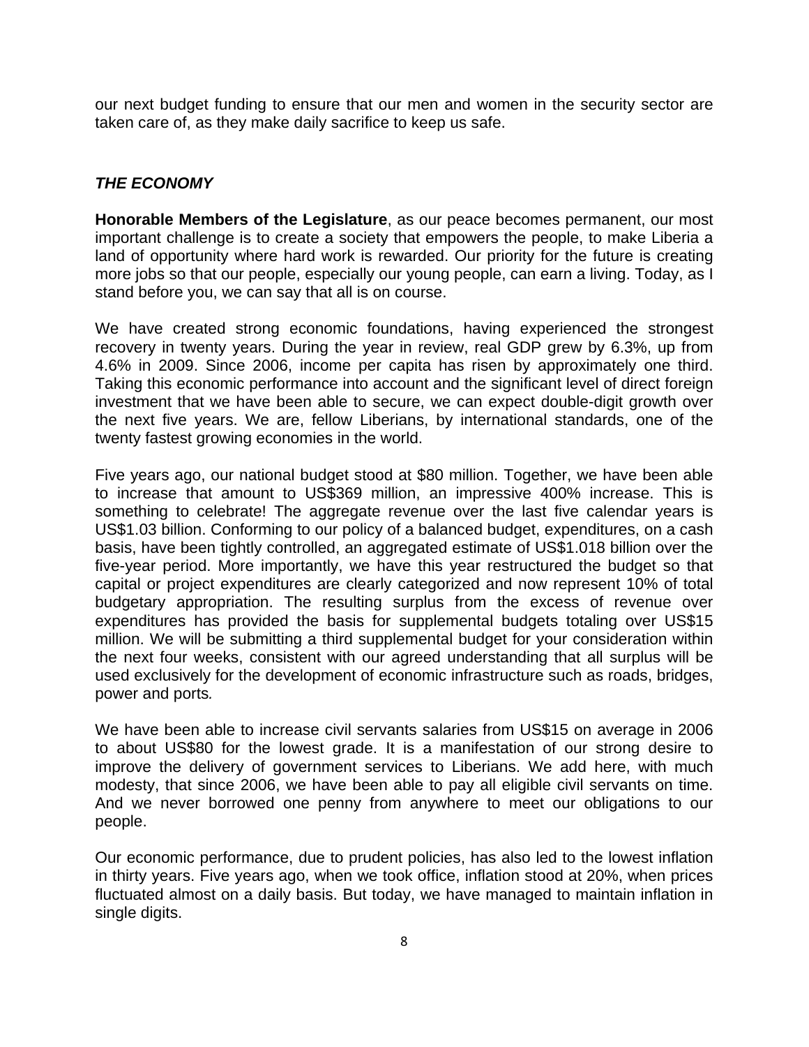our next budget funding to ensure that our men and women in the security sector are taken care of, as they make daily sacrifice to keep us safe.

### *THE ECONOMY*

**Honorable Members of the Legislature**, as our peace becomes permanent, our most important challenge is to create a society that empowers the people, to make Liberia a land of opportunity where hard work is rewarded. Our priority for the future is creating more jobs so that our people, especially our young people, can earn a living. Today, as I stand before you, we can say that all is on course.

We have created strong economic foundations, having experienced the strongest recovery in twenty years. During the year in review, real GDP grew by 6.3%, up from 4.6% in 2009. Since 2006, income per capita has risen by approximately one third. Taking this economic performance into account and the significant level of direct foreign investment that we have been able to secure, we can expect double-digit growth over the next five years. We are, fellow Liberians, by international standards, one of the twenty fastest growing economies in the world.

Five years ago, our national budget stood at $80 million. Together, we have been able to increase that amount to US$369 million, an impressive 400% increase. This is something to celebrate! The aggregate revenue over the last five calendar years is US$1.03 billion. Conforming to our policy of a balanced budget, expenditures, on a cash basis, have been tightly controlled, an aggregated estimate of US$1.018 billion over the five-year period. More importantly, we have this year restructured the budget so that capital or project expenditures are clearly categorized and now represent 10% of total budgetary appropriation. The resulting surplus from the excess of revenue over expenditures has provided the basis for supplemental budgets totaling over US$15 million. We will be submitting a third supplemental budget for your consideration within the next four weeks, consistent with our agreed understanding that all surplus will be used exclusively for the development of economic infrastructure such as roads, bridges, power and ports*.*

We have been able to increase civil servants salaries from US$15 on average in 2006 to about US$80 for the lowest grade. It is a manifestation of our strong desire to improve the delivery of government services to Liberians. We add here, with much modesty, that since 2006, we have been able to pay all eligible civil servants on time. And we never borrowed one penny from anywhere to meet our obligations to our people.

Our economic performance, due to prudent policies, has also led to the lowest inflation in thirty years. Five years ago, when we took office, inflation stood at 20%, when prices fluctuated almost on a daily basis. But today, we have managed to maintain inflation in single digits.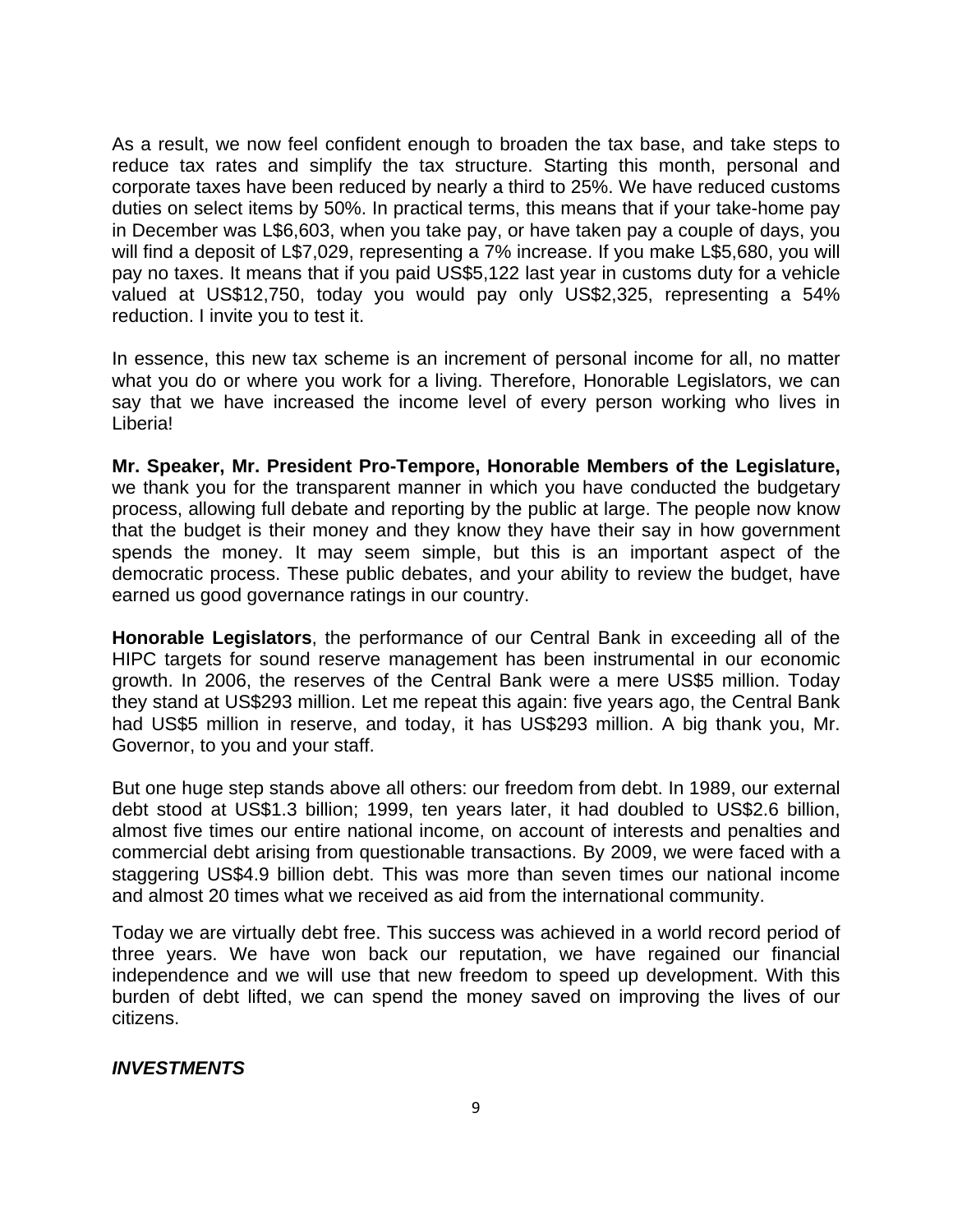As a result, we now feel confident enough to broaden the tax base, and take steps to reduce tax rates and simplify the tax structure. Starting this month, personal and corporate taxes have been reduced by nearly a third to 25%. We have reduced customs duties on select items by 50%. In practical terms, this means that if your take-home pay in December was L$6,603, when you take pay, or have taken pay a couple of days, you will find a deposit of L$7,029, representing a 7% increase. If you make L$5,680, you will pay no taxes. It means that if you paid US$5,122 last year in customs duty for a vehicle valued at US$12,750, today you would pay only US$2,325, representing a 54% reduction. I invite you to test it.

In essence, this new tax scheme is an increment of personal income for all, no matter what you do or where you work for a living. Therefore, Honorable Legislators, we can say that we have increased the income level of every person working who lives in Liberia!

**Mr. Speaker, Mr. President Pro-Tempore, Honorable Members of the Legislature,** we thank you for the transparent manner in which you have conducted the budgetary process, allowing full debate and reporting by the public at large. The people now know that the budget is their money and they know they have their say in how government spends the money. It may seem simple, but this is an important aspect of the democratic process. These public debates, and your ability to review the budget, have earned us good governance ratings in our country.

**Honorable Legislators**, the performance of our Central Bank in exceeding all of the HIPC targets for sound reserve management has been instrumental in our economic growth. In 2006, the reserves of the Central Bank were a mere US$5 million. Today they stand at US$293 million. Let me repeat this again: five years ago, the Central Bank had US$5 million in reserve, and today, it has US$293 million. A big thank you, Mr. Governor, to you and your staff.

But one huge step stands above all others: our freedom from debt. In 1989, our external debt stood at US$1.3 billion; 1999, ten years later, it had doubled to US$2.6 billion, almost five times our entire national income, on account of interests and penalties and commercial debt arising from questionable transactions. By 2009, we were faced with a staggering US$4.9 billion debt. This was more than seven times our national income and almost 20 times what we received as aid from the international community.

Today we are virtually debt free. This success was achieved in a world record period of three years. We have won back our reputation, we have regained our financial independence and we will use that new freedom to speed up development. With this burden of debt lifted, we can spend the money saved on improving the lives of our citizens.

### *INVESTMENTS*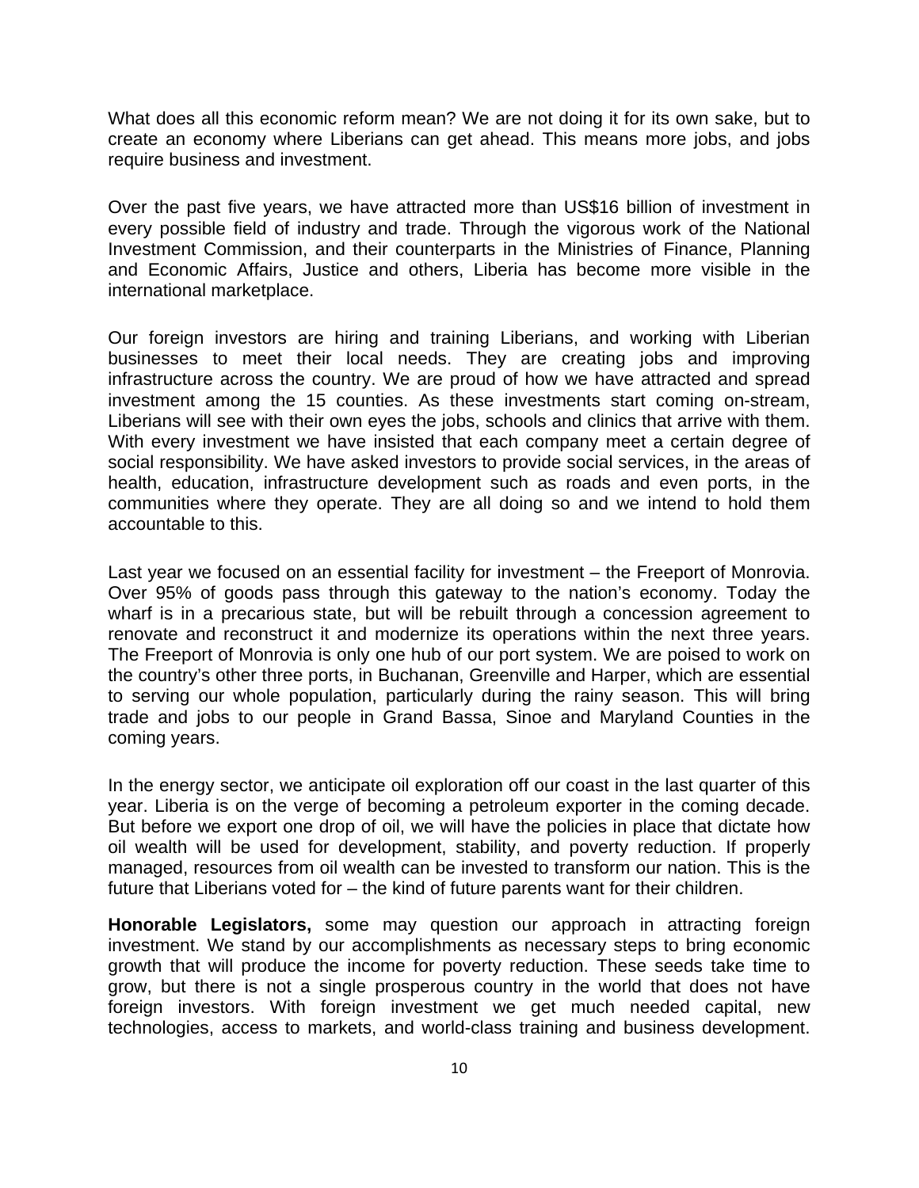What does all this economic reform mean? We are not doing it for its own sake, but to create an economy where Liberians can get ahead. This means more jobs, and jobs require business and investment.

Over the past five years, we have attracted more than US$16 billion of investment in every possible field of industry and trade. Through the vigorous work of the National Investment Commission, and their counterparts in the Ministries of Finance, Planning and Economic Affairs, Justice and others, Liberia has become more visible in the international marketplace.

Our foreign investors are hiring and training Liberians, and working with Liberian businesses to meet their local needs. They are creating jobs and improving infrastructure across the country. We are proud of how we have attracted and spread investment among the 15 counties. As these investments start coming on-stream, Liberians will see with their own eyes the jobs, schools and clinics that arrive with them. With every investment we have insisted that each company meet a certain degree of social responsibility. We have asked investors to provide social services, in the areas of health, education, infrastructure development such as roads and even ports, in the communities where they operate. They are all doing so and we intend to hold them accountable to this.

Last year we focused on an essential facility for investment – the Freeport of Monrovia. Over 95% of goods pass through this gateway to the nation's economy. Today the wharf is in a precarious state, but will be rebuilt through a concession agreement to renovate and reconstruct it and modernize its operations within the next three years. The Freeport of Monrovia is only one hub of our port system. We are poised to work on the country's other three ports, in Buchanan, Greenville and Harper, which are essential to serving our whole population, particularly during the rainy season. This will bring trade and jobs to our people in Grand Bassa, Sinoe and Maryland Counties in the coming years.

In the energy sector, we anticipate oil exploration off our coast in the last quarter of this year. Liberia is on the verge of becoming a petroleum exporter in the coming decade. But before we export one drop of oil, we will have the policies in place that dictate how oil wealth will be used for development, stability, and poverty reduction. If properly managed, resources from oil wealth can be invested to transform our nation. This is the future that Liberians voted for – the kind of future parents want for their children.

**Honorable Legislators,** some may question our approach in attracting foreign investment. We stand by our accomplishments as necessary steps to bring economic growth that will produce the income for poverty reduction. These seeds take time to grow, but there is not a single prosperous country in the world that does not have foreign investors. With foreign investment we get much needed capital, new technologies, access to markets, and world-class training and business development.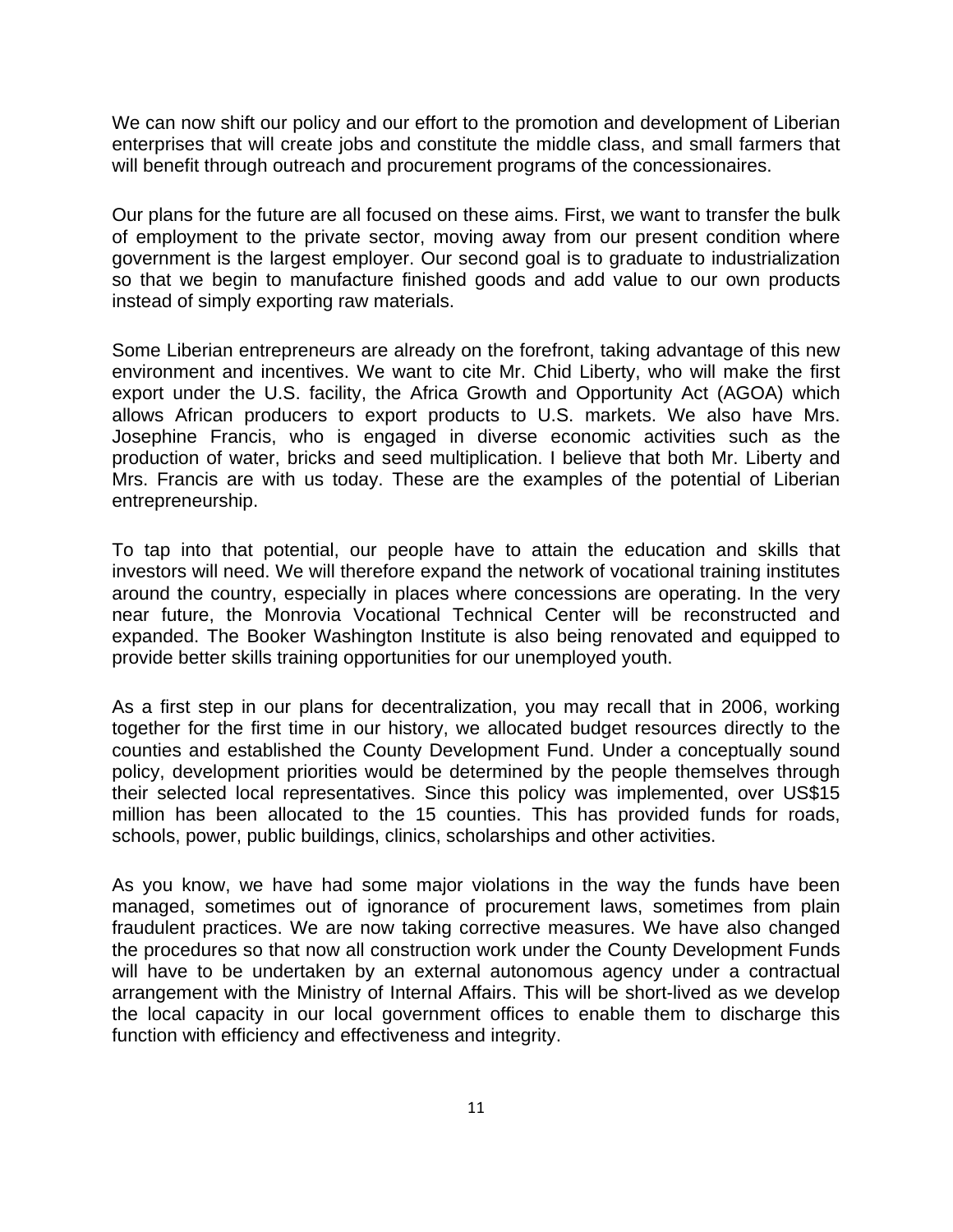We can now shift our policy and our effort to the promotion and development of Liberian enterprises that will create jobs and constitute the middle class, and small farmers that will benefit through outreach and procurement programs of the concessionaires.

Our plans for the future are all focused on these aims. First, we want to transfer the bulk of employment to the private sector, moving away from our present condition where government is the largest employer. Our second goal is to graduate to industrialization so that we begin to manufacture finished goods and add value to our own products instead of simply exporting raw materials.

Some Liberian entrepreneurs are already on the forefront, taking advantage of this new environment and incentives. We want to cite Mr. Chid Liberty, who will make the first export under the U.S. facility, the Africa Growth and Opportunity Act (AGOA) which allows African producers to export products to U.S. markets. We also have Mrs. Josephine Francis, who is engaged in diverse economic activities such as the production of water, bricks and seed multiplication. I believe that both Mr. Liberty and Mrs. Francis are with us today. These are the examples of the potential of Liberian entrepreneurship.

To tap into that potential, our people have to attain the education and skills that investors will need. We will therefore expand the network of vocational training institutes around the country, especially in places where concessions are operating. In the very near future, the Monrovia Vocational Technical Center will be reconstructed and expanded. The Booker Washington Institute is also being renovated and equipped to provide better skills training opportunities for our unemployed youth.

As a first step in our plans for decentralization, you may recall that in 2006, working together for the first time in our history, we allocated budget resources directly to the counties and established the County Development Fund. Under a conceptually sound policy, development priorities would be determined by the people themselves through their selected local representatives. Since this policy was implemented, over US$15 million has been allocated to the 15 counties. This has provided funds for roads, schools, power, public buildings, clinics, scholarships and other activities.

As you know, we have had some major violations in the way the funds have been managed, sometimes out of ignorance of procurement laws, sometimes from plain fraudulent practices. We are now taking corrective measures. We have also changed the procedures so that now all construction work under the County Development Funds will have to be undertaken by an external autonomous agency under a contractual arrangement with the Ministry of Internal Affairs. This will be short-lived as we develop the local capacity in our local government offices to enable them to discharge this function with efficiency and effectiveness and integrity.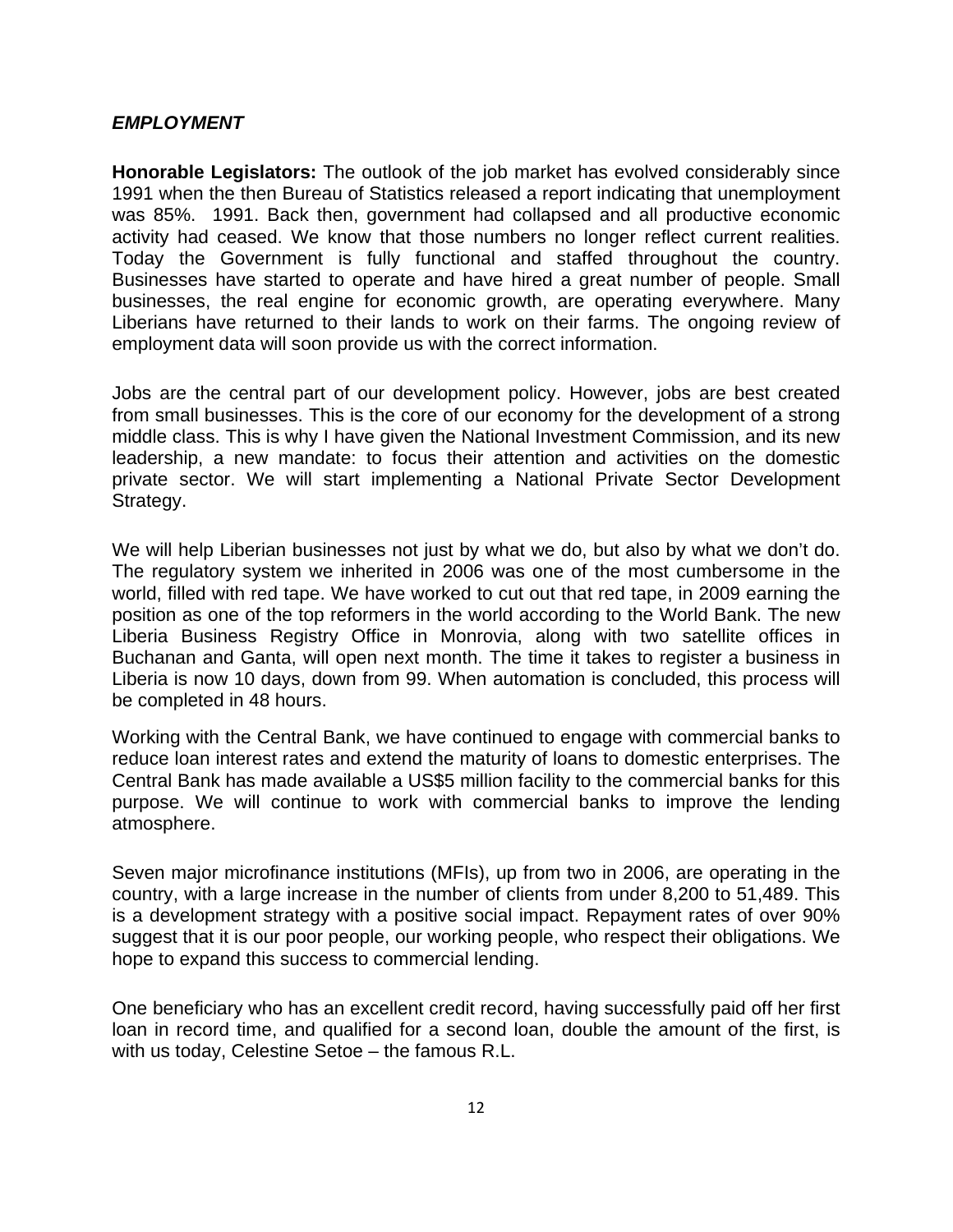***EMPLOYMENT***

**Honorable Legislators:** The outlook of the job market has evolved considerably since 1991 when the then Bureau of Statistics released a report indicating that unemployment was 85%. 1991. Back then, government had collapsed and all productive economic activity had ceased. We know that those numbers no longer reflect current realities. Today the Government is fully functional and staffed throughout the country. Businesses have started to operate and have hired a great number of people. Small businesses, the real engine for economic growth, are operating everywhere. Many Liberians have returned to their lands to work on their farms. The ongoing review of employment data will soon provide us with the correct information.

Jobs are the central part of our development policy. However, jobs are best created from small businesses. This is the core of our economy for the development of a strong middle class. This is why I have given the National Investment Commission, and its new leadership, a new mandate: to focus their attention and activities on the domestic private sector. We will start implementing a National Private Sector Development Strategy.

We will help Liberian businesses not just by what we do, but also by what we don't do. The regulatory system we inherited in 2006 was one of the most cumbersome in the world, filled with red tape. We have worked to cut out that red tape, in 2009 earning the position as one of the top reformers in the world according to the World Bank. The new Liberia Business Registry Office in Monrovia, along with two satellite offices in Buchanan and Ganta, will open next month. The time it takes to register a business in Liberia is now 10 days, down from 99. When automation is concluded, this process will be completed in 48 hours.

Working with the Central Bank, we have continued to engage with commercial banks to reduce loan interest rates and extend the maturity of loans to domestic enterprises. The Central Bank has made available a US$5 million facility to the commercial banks for this purpose. We will continue to work with commercial banks to improve the lending atmosphere.

Seven major microfinance institutions (MFIs), up from two in 2006, are operating in the country, with a large increase in the number of clients from under 8,200 to 51,489. This is a development strategy with a positive social impact. Repayment rates of over 90% suggest that it is our poor people, our working people, who respect their obligations. We hope to expand this success to commercial lending.

One beneficiary who has an excellent credit record, having successfully paid off her first loan in record time, and qualified for a second loan, double the amount of the first, is with us today, Celestine Setoe – the famous R.L.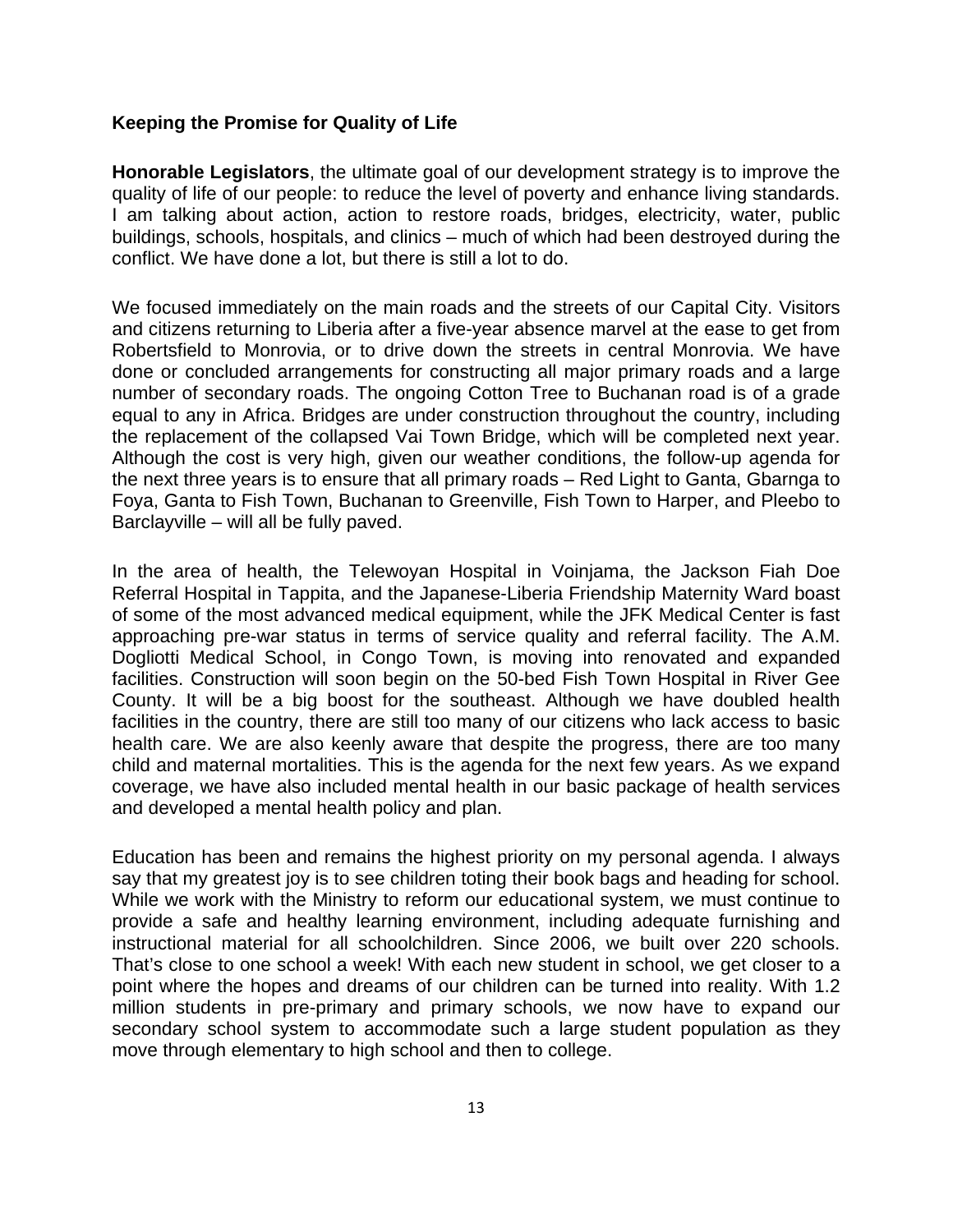**Keeping the Promise for Quality of Life**

**Honorable Legislators**, the ultimate goal of our development strategy is to improve the quality of life of our people: to reduce the level of poverty and enhance living standards. I am talking about action, action to restore roads, bridges, electricity, water, public buildings, schools, hospitals, and clinics – much of which had been destroyed during the conflict. We have done a lot, but there is still a lot to do.

We focused immediately on the main roads and the streets of our Capital City. Visitors and citizens returning to Liberia after a five-year absence marvel at the ease to get from Robertsfield to Monrovia, or to drive down the streets in central Monrovia. We have done or concluded arrangements for constructing all major primary roads and a large number of secondary roads. The ongoing Cotton Tree to Buchanan road is of a grade equal to any in Africa. Bridges are under construction throughout the country, including the replacement of the collapsed Vai Town Bridge, which will be completed next year. Although the cost is very high, given our weather conditions, the follow-up agenda for the next three years is to ensure that all primary roads – Red Light to Ganta, Gbarnga to Foya, Ganta to Fish Town, Buchanan to Greenville, Fish Town to Harper, and Pleebo to Barclayville – will all be fully paved.

In the area of health, the Telewoyan Hospital in Voinjama, the Jackson Fiah Doe Referral Hospital in Tappita, and the Japanese-Liberia Friendship Maternity Ward boast of some of the most advanced medical equipment, while the JFK Medical Center is fast approaching pre-war status in terms of service quality and referral facility. The A.M. Dogliotti Medical School, in Congo Town, is moving into renovated and expanded facilities. Construction will soon begin on the 50-bed Fish Town Hospital in River Gee County. It will be a big boost for the southeast. Although we have doubled health facilities in the country, there are still too many of our citizens who lack access to basic health care. We are also keenly aware that despite the progress, there are too many child and maternal mortalities. This is the agenda for the next few years. As we expand coverage, we have also included mental health in our basic package of health services and developed a mental health policy and plan.

Education has been and remains the highest priority on my personal agenda. I always say that my greatest joy is to see children toting their book bags and heading for school. While we work with the Ministry to reform our educational system, we must continue to provide a safe and healthy learning environment, including adequate furnishing and instructional material for all schoolchildren. Since 2006, we built over 220 schools. That's close to one school a week! With each new student in school, we get closer to a point where the hopes and dreams of our children can be turned into reality. With 1.2 million students in pre-primary and primary schools, we now have to expand our secondary school system to accommodate such a large student population as they move through elementary to high school and then to college.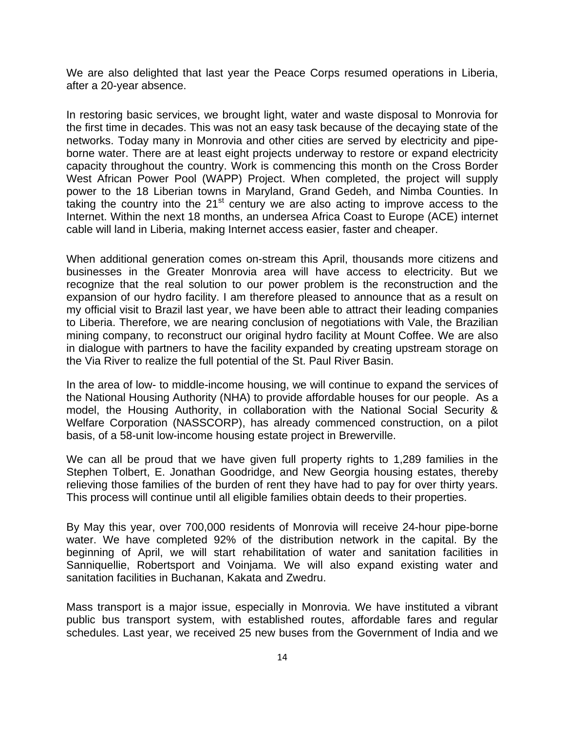We are also delighted that last year the Peace Corps resumed operations in Liberia, after a 20-year absence.

In restoring basic services, we brought light, water and waste disposal to Monrovia for the first time in decades. This was not an easy task because of the decaying state of the networks. Today many in Monrovia and other cities are served by electricity and pipe-borne water. There are at least eight projects underway to restore or expand electricity capacity throughout the country. Work is commencing this month on the Cross Border West African Power Pool (WAPP) Project. When completed, the project will supply power to the 18 Liberian towns in Maryland, Grand Gedeh, and Nimba Counties. In taking the country into the 21st century we are also acting to improve access to the Internet. Within the next 18 months, an undersea Africa Coast to Europe (ACE) internet cable will land in Liberia, making Internet access easier, faster and cheaper.

When additional generation comes on-stream this April, thousands more citizens and businesses in the Greater Monrovia area will have access to electricity. But we recognize that the real solution to our power problem is the reconstruction and the expansion of our hydro facility. I am therefore pleased to announce that as a result on my official visit to Brazil last year, we have been able to attract their leading companies to Liberia. Therefore, we are nearing conclusion of negotiations with Vale, the Brazilian mining company, to reconstruct our original hydro facility at Mount Coffee. We are also in dialogue with partners to have the facility expanded by creating upstream storage on the Via River to realize the full potential of the St. Paul River Basin.

In the area of low- to middle-income housing, we will continue to expand the services of the National Housing Authority (NHA) to provide affordable houses for our people. As a model, the Housing Authority, in collaboration with the National Social Security & Welfare Corporation (NASSCORP), has already commenced construction, on a pilot basis, of a 58-unit low-income housing estate project in Brewerville.

We can all be proud that we have given full property rights to 1,289 families in the Stephen Tolbert, E. Jonathan Goodridge, and New Georgia housing estates, thereby relieving those families of the burden of rent they have had to pay for over thirty years. This process will continue until all eligible families obtain deeds to their properties.

By May this year, over 700,000 residents of Monrovia will receive 24-hour pipe-borne water. We have completed 92% of the distribution network in the capital. By the beginning of April, we will start rehabilitation of water and sanitation facilities in Sanniquellie, Robertsport and Voinjama. We will also expand existing water and sanitation facilities in Buchanan, Kakata and Zwedru.

Mass transport is a major issue, especially in Monrovia. We have instituted a vibrant public bus transport system, with established routes, affordable fares and regular schedules. Last year, we received 25 new buses from the Government of India and we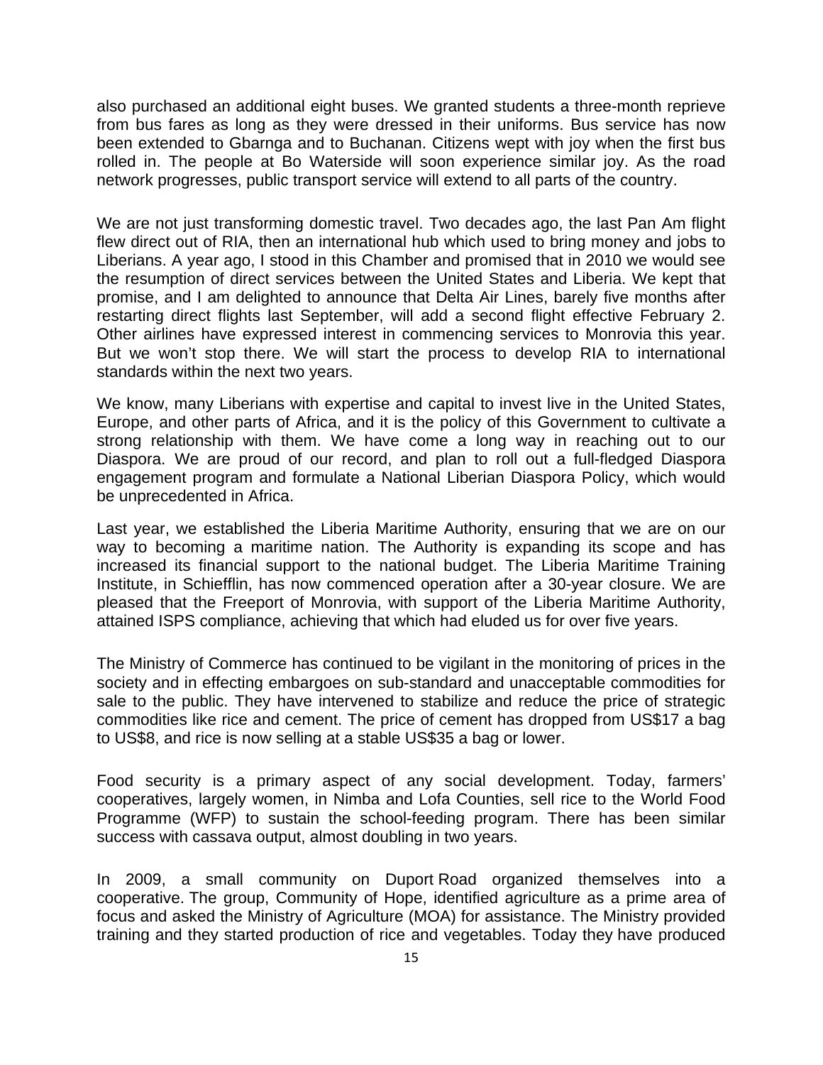also purchased an additional eight buses. We granted students a three-month reprieve from bus fares as long as they were dressed in their uniforms. Bus service has now been extended to Gbarnga and to Buchanan. Citizens wept with joy when the first bus rolled in. The people at Bo Waterside will soon experience similar joy. As the road network progresses, public transport service will extend to all parts of the country.

We are not just transforming domestic travel. Two decades ago, the last Pan Am flight flew direct out of RIA, then an international hub which used to bring money and jobs to Liberians. A year ago, I stood in this Chamber and promised that in 2010 we would see the resumption of direct services between the United States and Liberia. We kept that promise, and I am delighted to announce that Delta Air Lines, barely five months after restarting direct flights last September, will add a second flight effective February 2. Other airlines have expressed interest in commencing services to Monrovia this year. But we won't stop there. We will start the process to develop RIA to international standards within the next two years.

We know, many Liberians with expertise and capital to invest live in the United States, Europe, and other parts of Africa, and it is the policy of this Government to cultivate a strong relationship with them. We have come a long way in reaching out to our Diaspora. We are proud of our record, and plan to roll out a full-fledged Diaspora engagement program and formulate a National Liberian Diaspora Policy, which would be unprecedented in Africa.

Last year, we established the Liberia Maritime Authority, ensuring that we are on our way to becoming a maritime nation. The Authority is expanding its scope and has increased its financial support to the national budget. The Liberia Maritime Training Institute, in Schiefflin, has now commenced operation after a 30-year closure. We are pleased that the Freeport of Monrovia, with support of the Liberia Maritime Authority, attained ISPS compliance, achieving that which had eluded us for over five years.

The Ministry of Commerce has continued to be vigilant in the monitoring of prices in the society and in effecting embargoes on sub-standard and unacceptable commodities for sale to the public. They have intervened to stabilize and reduce the price of strategic commodities like rice and cement. The price of cement has dropped from US$17 a bag to US$8, and rice is now selling at a stable US$35 a bag or lower.

Food security is a primary aspect of any social development. Today, farmers' cooperatives, largely women, in Nimba and Lofa Counties, sell rice to the World Food Programme (WFP) to sustain the school-feeding program. There has been similar success with cassava output, almost doubling in two years.

In 2009, a small community on Duport Road organized themselves into a cooperative. The group, Community of Hope, identified agriculture as a prime area of focus and asked the Ministry of Agriculture (MOA) for assistance. The Ministry provided training and they started production of rice and vegetables. Today they have produced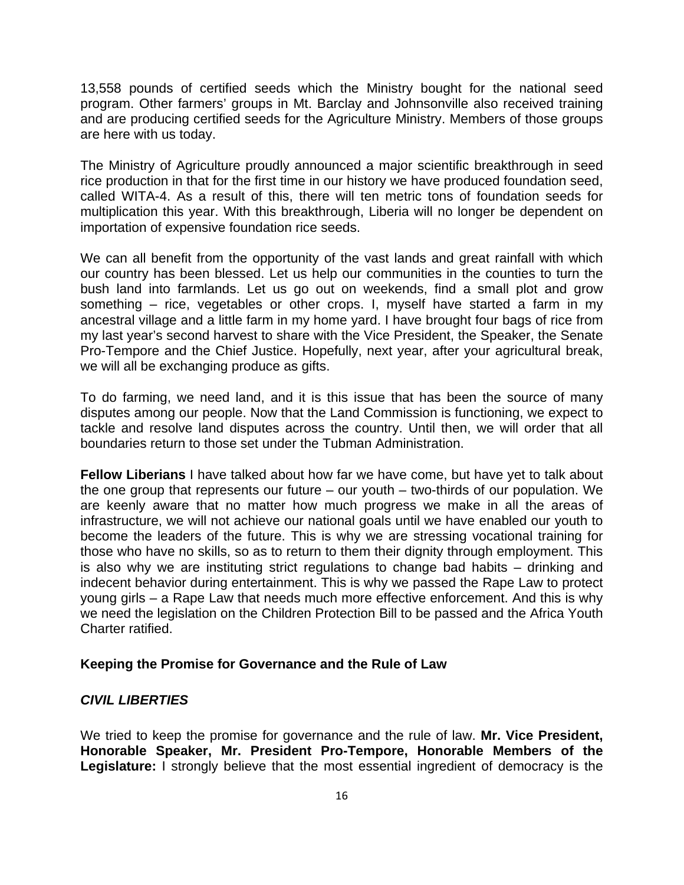13,558 pounds of certified seeds which the Ministry bought for the national seed program. Other farmers' groups in Mt. Barclay and Johnsonville also received training and are producing certified seeds for the Agriculture Ministry. Members of those groups are here with us today.

The Ministry of Agriculture proudly announced a major scientific breakthrough in seed rice production in that for the first time in our history we have produced foundation seed, called WITA-4. As a result of this, there will ten metric tons of foundation seeds for multiplication this year. With this breakthrough, Liberia will no longer be dependent on importation of expensive foundation rice seeds.

We can all benefit from the opportunity of the vast lands and great rainfall with which our country has been blessed. Let us help our communities in the counties to turn the bush land into farmlands. Let us go out on weekends, find a small plot and grow something – rice, vegetables or other crops. I, myself have started a farm in my ancestral village and a little farm in my home yard. I have brought four bags of rice from my last year's second harvest to share with the Vice President, the Speaker, the Senate Pro-Tempore and the Chief Justice. Hopefully, next year, after your agricultural break, we will all be exchanging produce as gifts.

To do farming, we need land, and it is this issue that has been the source of many disputes among our people. Now that the Land Commission is functioning, we expect to tackle and resolve land disputes across the country. Until then, we will order that all boundaries return to those set under the Tubman Administration.

**Fellow Liberians** I have talked about how far we have come, but have yet to talk about the one group that represents our future – our youth – two-thirds of our population. We are keenly aware that no matter how much progress we make in all the areas of infrastructure, we will not achieve our national goals until we have enabled our youth to become the leaders of the future. This is why we are stressing vocational training for those who have no skills, so as to return to them their dignity through employment. This is also why we are instituting strict regulations to change bad habits – drinking and indecent behavior during entertainment. This is why we passed the Rape Law to protect young girls – a Rape Law that needs much more effective enforcement. And this is why we need the legislation on the Children Protection Bill to be passed and the Africa Youth Charter ratified.

## Keeping the Promise for Governance and the Rule of Law

### *CIVIL LIBERTIES*

We tried to keep the promise for governance and the rule of law. **Mr. Vice President, Honorable Speaker, Mr. President Pro-Tempore, Honorable Members of the Legislature:** I strongly believe that the most essential ingredient of democracy is the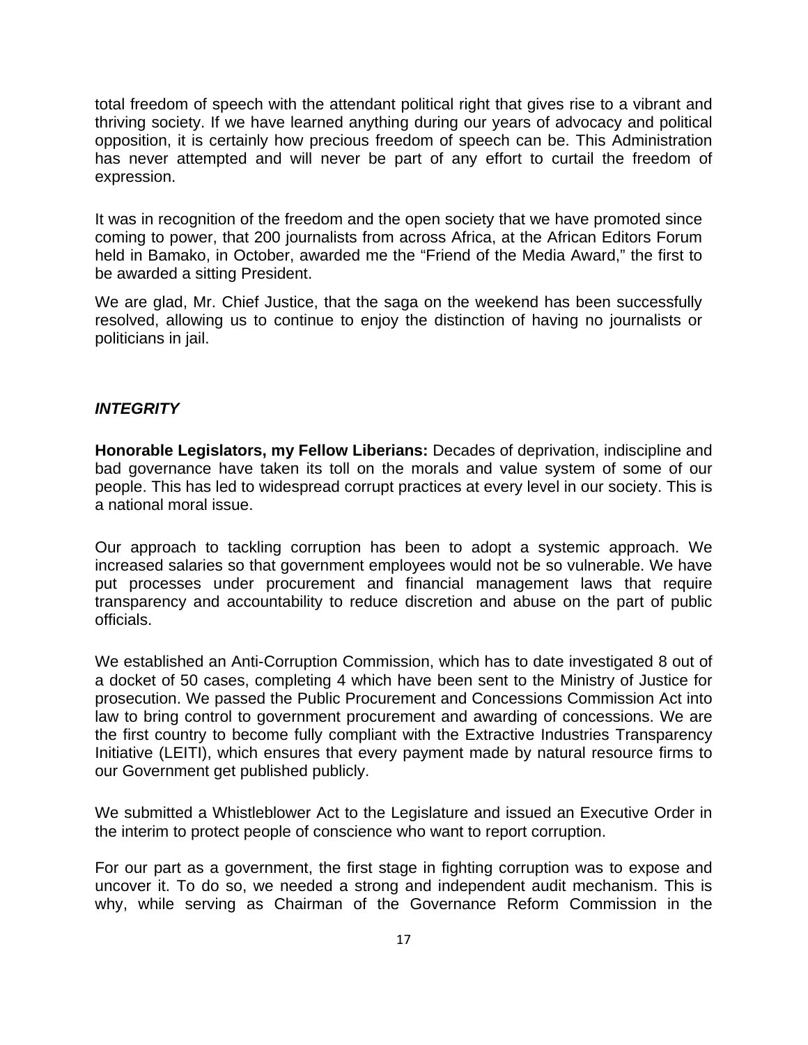total freedom of speech with the attendant political right that gives rise to a vibrant and thriving society. If we have learned anything during our years of advocacy and political opposition, it is certainly how precious freedom of speech can be. This Administration has never attempted and will never be part of any effort to curtail the freedom of expression.

It was in recognition of the freedom and the open society that we have promoted since coming to power, that 200 journalists from across Africa, at the African Editors Forum held in Bamako, in October, awarded me the "Friend of the Media Award," the first to be awarded a sitting President.

We are glad, Mr. Chief Justice, that the saga on the weekend has been successfully resolved, allowing us to continue to enjoy the distinction of having no journalists or politicians in jail.

### *INTEGRITY*

**Honorable Legislators, my Fellow Liberians:** Decades of deprivation, indiscipline and bad governance have taken its toll on the morals and value system of some of our people. This has led to widespread corrupt practices at every level in our society. This is a national moral issue.

Our approach to tackling corruption has been to adopt a systemic approach. We increased salaries so that government employees would not be so vulnerable. We have put processes under procurement and financial management laws that require transparency and accountability to reduce discretion and abuse on the part of public officials.

We established an Anti-Corruption Commission, which has to date investigated 8 out of a docket of 50 cases, completing 4 which have been sent to the Ministry of Justice for prosecution. We passed the Public Procurement and Concessions Commission Act into law to bring control to government procurement and awarding of concessions. We are the first country to become fully compliant with the Extractive Industries Transparency Initiative (LEITI), which ensures that every payment made by natural resource firms to our Government get published publicly.

We submitted a Whistleblower Act to the Legislature and issued an Executive Order in the interim to protect people of conscience who want to report corruption.

For our part as a government, the first stage in fighting corruption was to expose and uncover it. To do so, we needed a strong and independent audit mechanism. This is why, while serving as Chairman of the Governance Reform Commission in the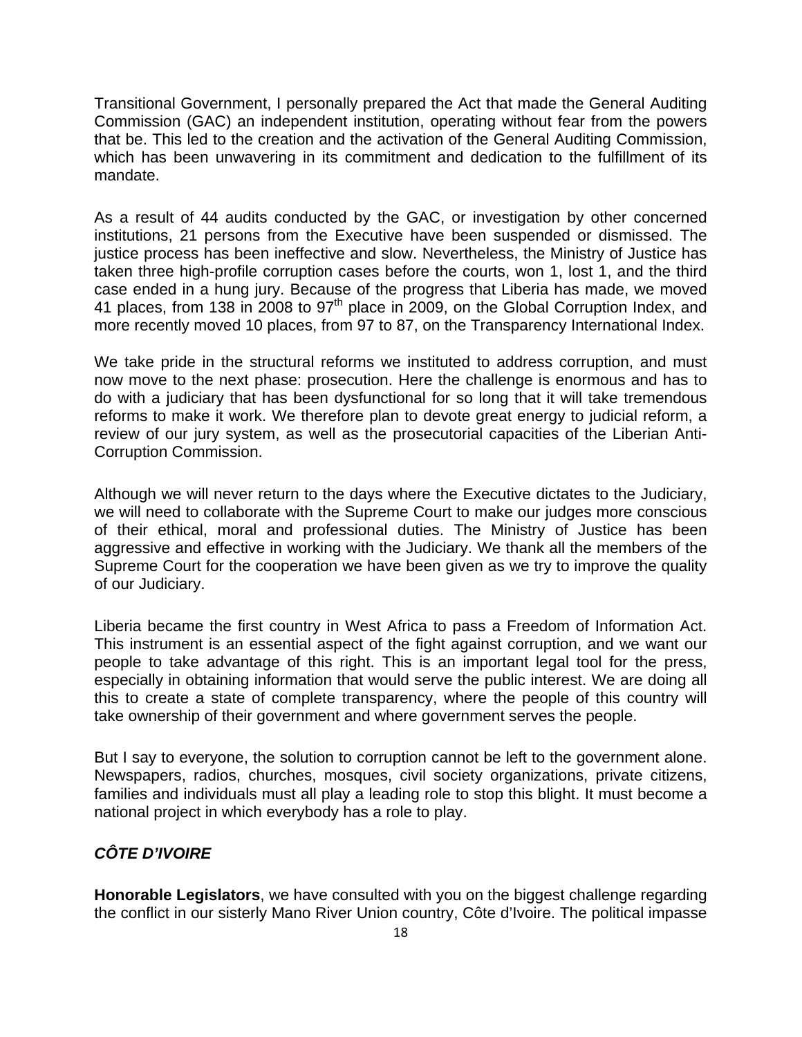Transitional Government, I personally prepared the Act that made the General Auditing Commission (GAC) an independent institution, operating without fear from the powers that be. This led to the creation and the activation of the General Auditing Commission, which has been unwavering in its commitment and dedication to the fulfillment of its mandate.

As a result of 44 audits conducted by the GAC, or investigation by other concerned institutions, 21 persons from the Executive have been suspended or dismissed. The justice process has been ineffective and slow. Nevertheless, the Ministry of Justice has taken three high-profile corruption cases before the courts, won 1, lost 1, and the third case ended in a hung jury. Because of the progress that Liberia has made, we moved 41 places, from 138 in 2008 to 97th place in 2009, on the Global Corruption Index, and more recently moved 10 places, from 97 to 87, on the Transparency International Index.

We take pride in the structural reforms we instituted to address corruption, and must now move to the next phase: prosecution. Here the challenge is enormous and has to do with a judiciary that has been dysfunctional for so long that it will take tremendous reforms to make it work. We therefore plan to devote great energy to judicial reform, a review of our jury system, as well as the prosecutorial capacities of the Liberian Anti-Corruption Commission.

Although we will never return to the days where the Executive dictates to the Judiciary, we will need to collaborate with the Supreme Court to make our judges more conscious of their ethical, moral and professional duties. The Ministry of Justice has been aggressive and effective in working with the Judiciary. We thank all the members of the Supreme Court for the cooperation we have been given as we try to improve the quality of our Judiciary.

Liberia became the first country in West Africa to pass a Freedom of Information Act. This instrument is an essential aspect of the fight against corruption, and we want our people to take advantage of this right. This is an important legal tool for the press, especially in obtaining information that would serve the public interest. We are doing all this to create a state of complete transparency, where the people of this country will take ownership of their government and where government serves the people.

But I say to everyone, the solution to corruption cannot be left to the government alone. Newspapers, radios, churches, mosques, civil society organizations, private citizens, families and individuals must all play a leading role to stop this blight. It must become a national project in which everybody has a role to play.

## ***CÔTE D'IVOIRE***

**Honorable Legislators**, we have consulted with you on the biggest challenge regarding the conflict in our sisterly Mano River Union country, Côte d'Ivoire. The political impasse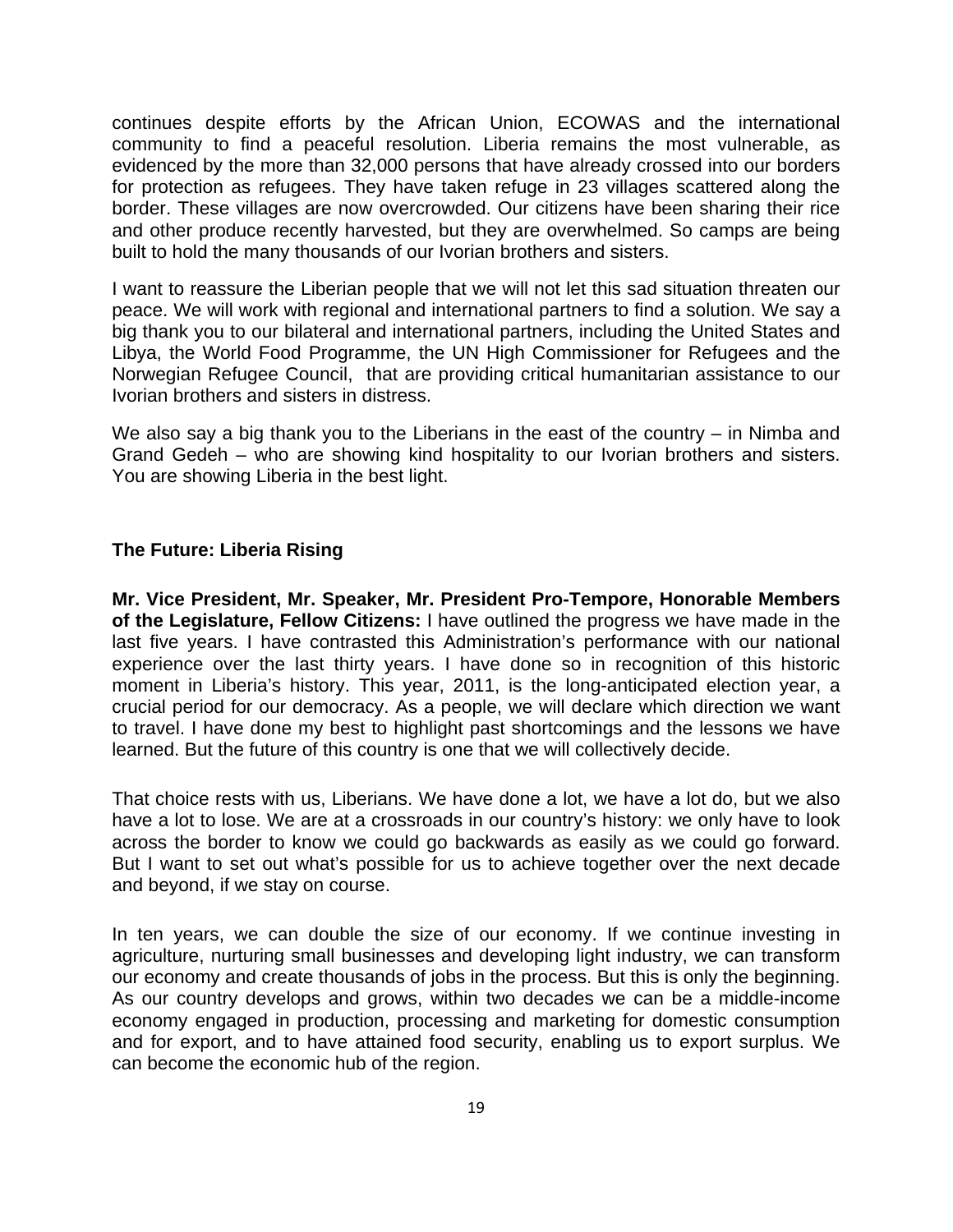continues despite efforts by the African Union, ECOWAS and the international community to find a peaceful resolution. Liberia remains the most vulnerable, as evidenced by the more than 32,000 persons that have already crossed into our borders for protection as refugees. They have taken refuge in 23 villages scattered along the border. These villages are now overcrowded. Our citizens have been sharing their rice and other produce recently harvested, but they are overwhelmed. So camps are being built to hold the many thousands of our Ivorian brothers and sisters.

I want to reassure the Liberian people that we will not let this sad situation threaten our peace. We will work with regional and international partners to find a solution. We say a big thank you to our bilateral and international partners, including the United States and Libya, the World Food Programme, the UN High Commissioner for Refugees and the Norwegian Refugee Council, that are providing critical humanitarian assistance to our Ivorian brothers and sisters in distress.

We also say a big thank you to the Liberians in the east of the country – in Nimba and Grand Gedeh – who are showing kind hospitality to our Ivorian brothers and sisters. You are showing Liberia in the best light.

## The Future: Liberia Rising

**Mr. Vice President, Mr. Speaker, Mr. President Pro-Tempore, Honorable Members of the Legislature, Fellow Citizens:** I have outlined the progress we have made in the last five years. I have contrasted this Administration's performance with our national experience over the last thirty years. I have done so in recognition of this historic moment in Liberia's history. This year, 2011, is the long-anticipated election year, a crucial period for our democracy. As a people, we will declare which direction we want to travel. I have done my best to highlight past shortcomings and the lessons we have learned. But the future of this country is one that we will collectively decide.

That choice rests with us, Liberians. We have done a lot, we have a lot do, but we also have a lot to lose. We are at a crossroads in our country's history: we only have to look across the border to know we could go backwards as easily as we could go forward. But I want to set out what's possible for us to achieve together over the next decade and beyond, if we stay on course.

In ten years, we can double the size of our economy. If we continue investing in agriculture, nurturing small businesses and developing light industry, we can transform our economy and create thousands of jobs in the process. But this is only the beginning. As our country develops and grows, within two decades we can be a middle-income economy engaged in production, processing and marketing for domestic consumption and for export, and to have attained food security, enabling us to export surplus. We can become the economic hub of the region.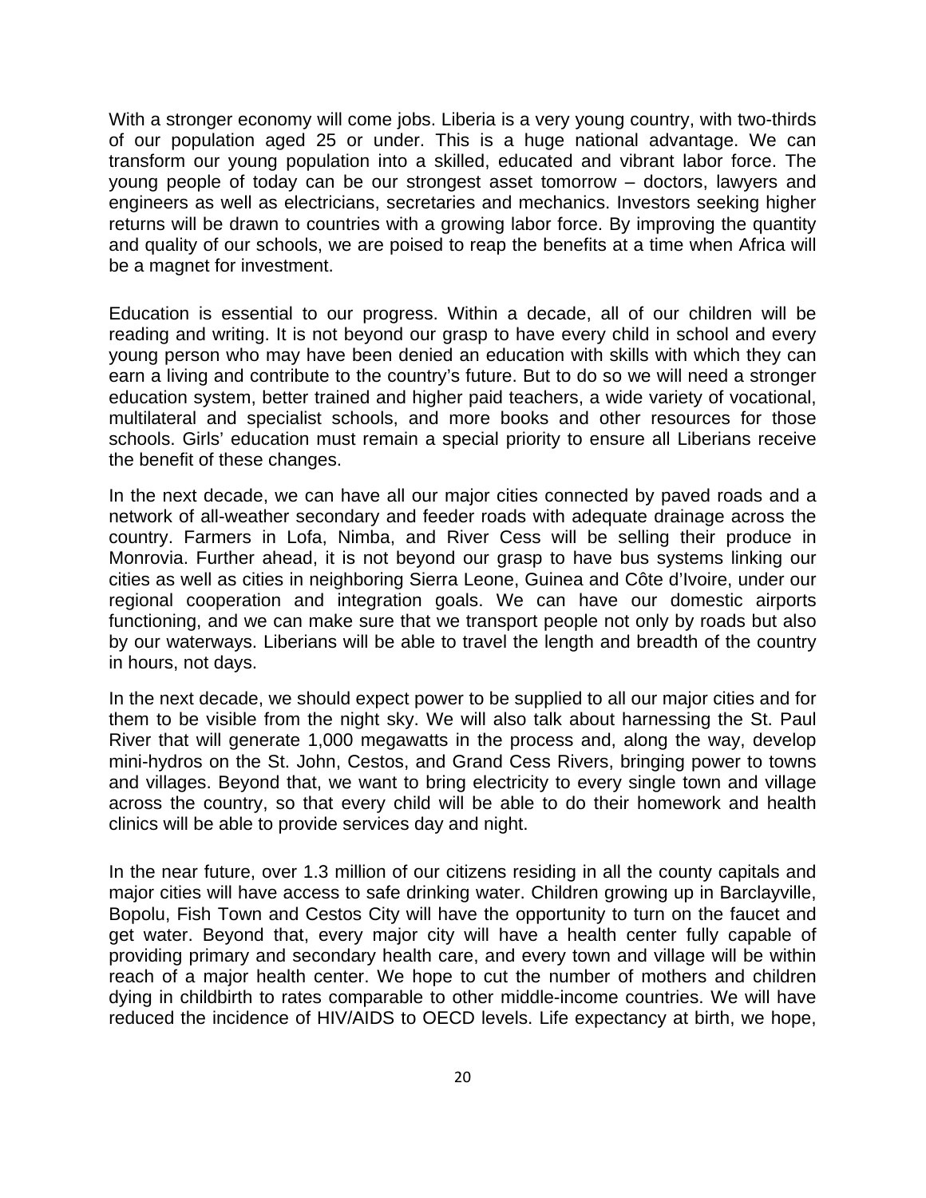With a stronger economy will come jobs. Liberia is a very young country, with two-thirds of our population aged 25 or under. This is a huge national advantage. We can transform our young population into a skilled, educated and vibrant labor force. The young people of today can be our strongest asset tomorrow – doctors, lawyers and engineers as well as electricians, secretaries and mechanics. Investors seeking higher returns will be drawn to countries with a growing labor force. By improving the quantity and quality of our schools, we are poised to reap the benefits at a time when Africa will be a magnet for investment.

Education is essential to our progress. Within a decade, all of our children will be reading and writing. It is not beyond our grasp to have every child in school and every young person who may have been denied an education with skills with which they can earn a living and contribute to the country's future. But to do so we will need a stronger education system, better trained and higher paid teachers, a wide variety of vocational, multilateral and specialist schools, and more books and other resources for those schools. Girls' education must remain a special priority to ensure all Liberians receive the benefit of these changes.

In the next decade, we can have all our major cities connected by paved roads and a network of all-weather secondary and feeder roads with adequate drainage across the country. Farmers in Lofa, Nimba, and River Cess will be selling their produce in Monrovia. Further ahead, it is not beyond our grasp to have bus systems linking our cities as well as cities in neighboring Sierra Leone, Guinea and Côte d'Ivoire, under our regional cooperation and integration goals. We can have our domestic airports functioning, and we can make sure that we transport people not only by roads but also by our waterways. Liberians will be able to travel the length and breadth of the country in hours, not days.

In the next decade, we should expect power to be supplied to all our major cities and for them to be visible from the night sky. We will also talk about harnessing the St. Paul River that will generate 1,000 megawatts in the process and, along the way, develop mini-hydros on the St. John, Cestos, and Grand Cess Rivers, bringing power to towns and villages. Beyond that, we want to bring electricity to every single town and village across the country, so that every child will be able to do their homework and health clinics will be able to provide services day and night.

In the near future, over 1.3 million of our citizens residing in all the county capitals and major cities will have access to safe drinking water. Children growing up in Barclayville, Bopolu, Fish Town and Cestos City will have the opportunity to turn on the faucet and get water. Beyond that, every major city will have a health center fully capable of providing primary and secondary health care, and every town and village will be within reach of a major health center. We hope to cut the number of mothers and children dying in childbirth to rates comparable to other middle-income countries. We will have reduced the incidence of HIV/AIDS to OECD levels. Life expectancy at birth, we hope,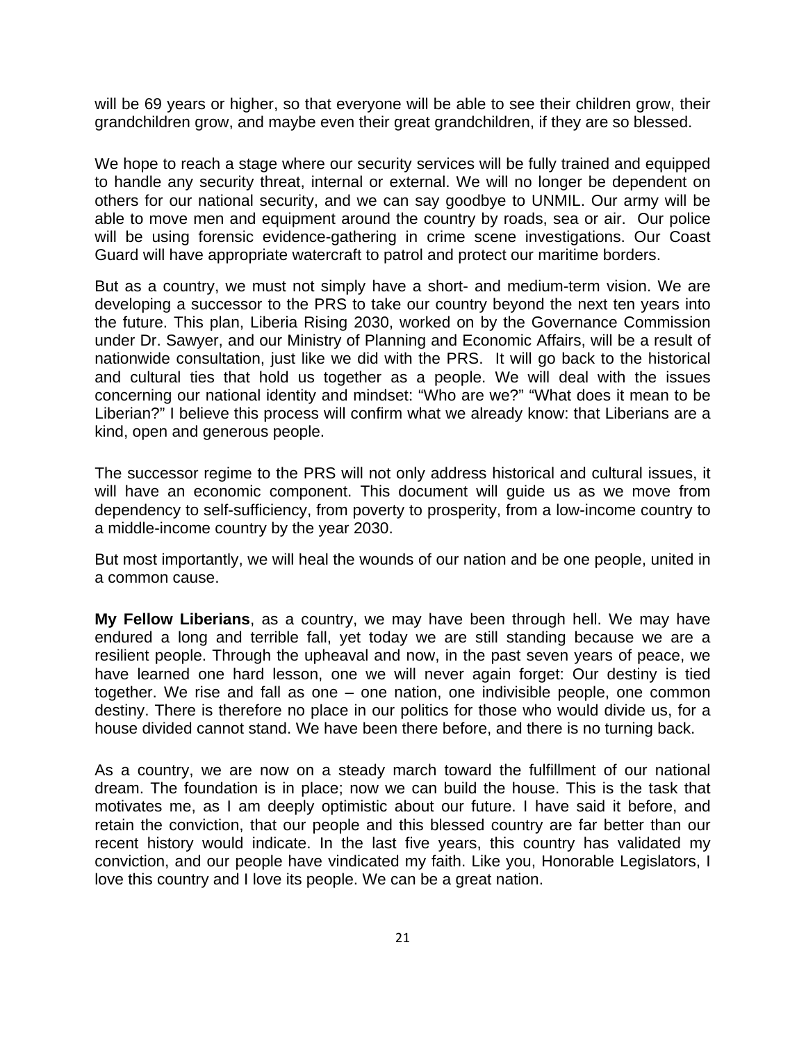will be 69 years or higher, so that everyone will be able to see their children grow, their grandchildren grow, and maybe even their great grandchildren, if they are so blessed.

We hope to reach a stage where our security services will be fully trained and equipped to handle any security threat, internal or external. We will no longer be dependent on others for our national security, and we can say goodbye to UNMIL. Our army will be able to move men and equipment around the country by roads, sea or air. Our police will be using forensic evidence-gathering in crime scene investigations. Our Coast Guard will have appropriate watercraft to patrol and protect our maritime borders.

But as a country, we must not simply have a short- and medium-term vision. We are developing a successor to the PRS to take our country beyond the next ten years into the future. This plan, Liberia Rising 2030, worked on by the Governance Commission under Dr. Sawyer, and our Ministry of Planning and Economic Affairs, will be a result of nationwide consultation, just like we did with the PRS. It will go back to the historical and cultural ties that hold us together as a people. We will deal with the issues concerning our national identity and mindset: "Who are we?" "What does it mean to be Liberian?" I believe this process will confirm what we already know: that Liberians are a kind, open and generous people.

The successor regime to the PRS will not only address historical and cultural issues, it will have an economic component. This document will guide us as we move from dependency to self-sufficiency, from poverty to prosperity, from a low-income country to a middle-income country by the year 2030.

But most importantly, we will heal the wounds of our nation and be one people, united in a common cause.

**My Fellow Liberians**, as a country, we may have been through hell. We may have endured a long and terrible fall, yet today we are still standing because we are a resilient people. Through the upheaval and now, in the past seven years of peace, we have learned one hard lesson, one we will never again forget: Our destiny is tied together. We rise and fall as one – one nation, one indivisible people, one common destiny. There is therefore no place in our politics for those who would divide us, for a house divided cannot stand. We have been there before, and there is no turning back.

As a country, we are now on a steady march toward the fulfillment of our national dream. The foundation is in place; now we can build the house. This is the task that motivates me, as I am deeply optimistic about our future. I have said it before, and retain the conviction, that our people and this blessed country are far better than our recent history would indicate. In the last five years, this country has validated my conviction, and our people have vindicated my faith. Like you, Honorable Legislators, I love this country and I love its people. We can be a great nation.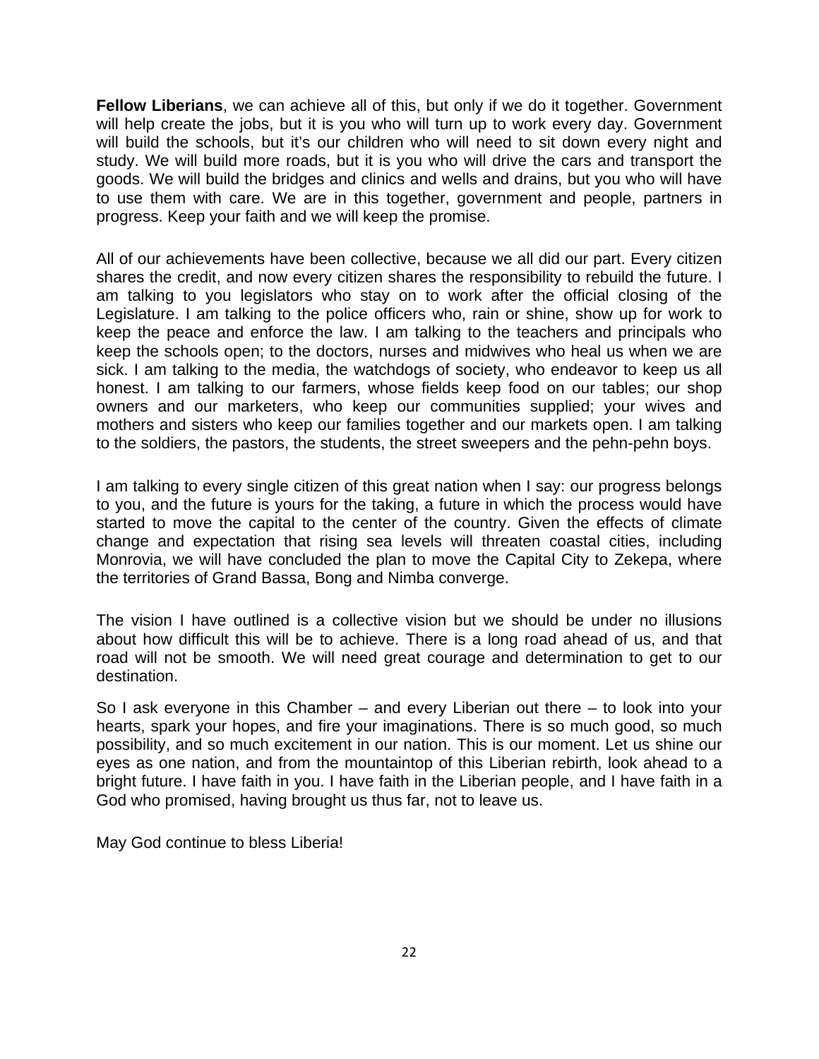**Fellow Liberians**, we can achieve all of this, but only if we do it together. Government will help create the jobs, but it is you who will turn up to work every day. Government will build the schools, but it's our children who will need to sit down every night and study. We will build more roads, but it is you who will drive the cars and transport the goods. We will build the bridges and clinics and wells and drains, but you who will have to use them with care. We are in this together, government and people, partners in progress. Keep your faith and we will keep the promise.

All of our achievements have been collective, because we all did our part. Every citizen shares the credit, and now every citizen shares the responsibility to rebuild the future. I am talking to you legislators who stay on to work after the official closing of the Legislature. I am talking to the police officers who, rain or shine, show up for work to keep the peace and enforce the law. I am talking to the teachers and principals who keep the schools open; to the doctors, nurses and midwives who heal us when we are sick. I am talking to the media, the watchdogs of society, who endeavor to keep us all honest. I am talking to our farmers, whose fields keep food on our tables; our shop owners and our marketers, who keep our communities supplied; your wives and mothers and sisters who keep our families together and our markets open. I am talking to the soldiers, the pastors, the students, the street sweepers and the pehn-pehn boys.

I am talking to every single citizen of this great nation when I say: our progress belongs to you, and the future is yours for the taking, a future in which the process would have started to move the capital to the center of the country. Given the effects of climate change and expectation that rising sea levels will threaten coastal cities, including Monrovia, we will have concluded the plan to move the Capital City to Zekepa, where the territories of Grand Bassa, Bong and Nimba converge.

The vision I have outlined is a collective vision but we should be under no illusions about how difficult this will be to achieve. There is a long road ahead of us, and that road will not be smooth. We will need great courage and determination to get to our destination.

So I ask everyone in this Chamber – and every Liberian out there – to look into your hearts, spark your hopes, and fire your imaginations. There is so much good, so much possibility, and so much excitement in our nation. This is our moment. Let us shine our eyes as one nation, and from the mountaintop of this Liberian rebirth, look ahead to a bright future. I have faith in you. I have faith in the Liberian people, and I have faith in a God who promised, having brought us thus far, not to leave us.

May God continue to bless Liberia!